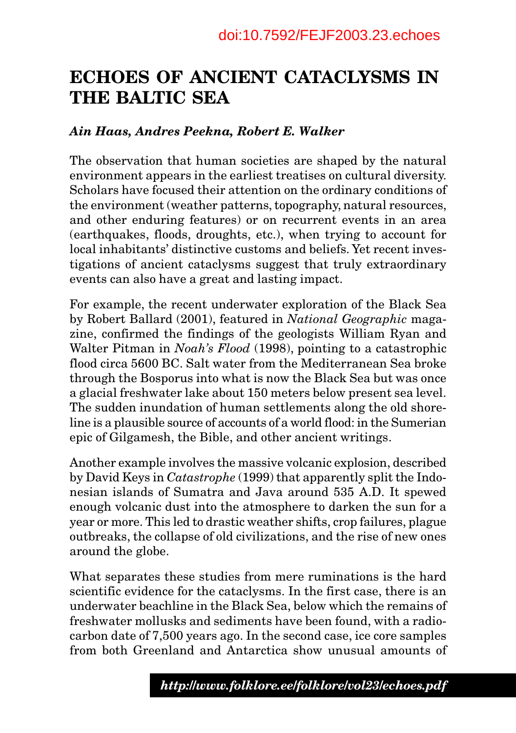doi:10.7592/FEJF2003.23.echoes

# ECHOES OF ANCIENT CATACLYSMS IN THE BALTIC SEA

***Ain Haas, Andres Peekna, Robert E. Walker***

The observation that human societies are shaped by the natural environment appears in the earliest treatises on cultural diversity. Scholars have focused their attention on the ordinary conditions of the environment (weather patterns, topography, natural resources, and other enduring features) or on recurrent events in an area (earthquakes, floods, droughts, etc.), when trying to account for local inhabitants' distinctive customs and beliefs. Yet recent investigations of ancient cataclysms suggest that truly extraordinary events can also have a great and lasting impact.

For example, the recent underwater exploration of the Black Sea by Robert Ballard (2001), featured in *National Geographic* magazine, confirmed the findings of the geologists William Ryan and Walter Pitman in *Noah's Flood* (1998), pointing to a catastrophic flood circa 5600 BC. Salt water from the Mediterranean Sea broke through the Bosporus into what is now the Black Sea but was once a glacial freshwater lake about 150 meters below present sea level. The sudden inundation of human settlements along the old shoreline is a plausible source of accounts of a world flood: in the Sumerian epic of Gilgamesh, the Bible, and other ancient writings.

Another example involves the massive volcanic explosion, described by David Keys in *Catastrophe* (1999) that apparently split the Indonesian islands of Sumatra and Java around 535 A.D. It spewed enough volcanic dust into the atmosphere to darken the sun for a year or more. This led to drastic weather shifts, crop failures, plague outbreaks, the collapse of old civilizations, and the rise of new ones around the globe.

What separates these studies from mere ruminations is the hard scientific evidence for the cataclysms. In the first case, there is an underwater beachline in the Black Sea, below which the remains of freshwater mollusks and sediments have been found, with a radiocarbon date of 7,500 years ago. In the second case, ice core samples from both Greenland and Antarctica show unusual amounts of

***http://www.folklore.ee/folklore/vol23/echoes.pdf***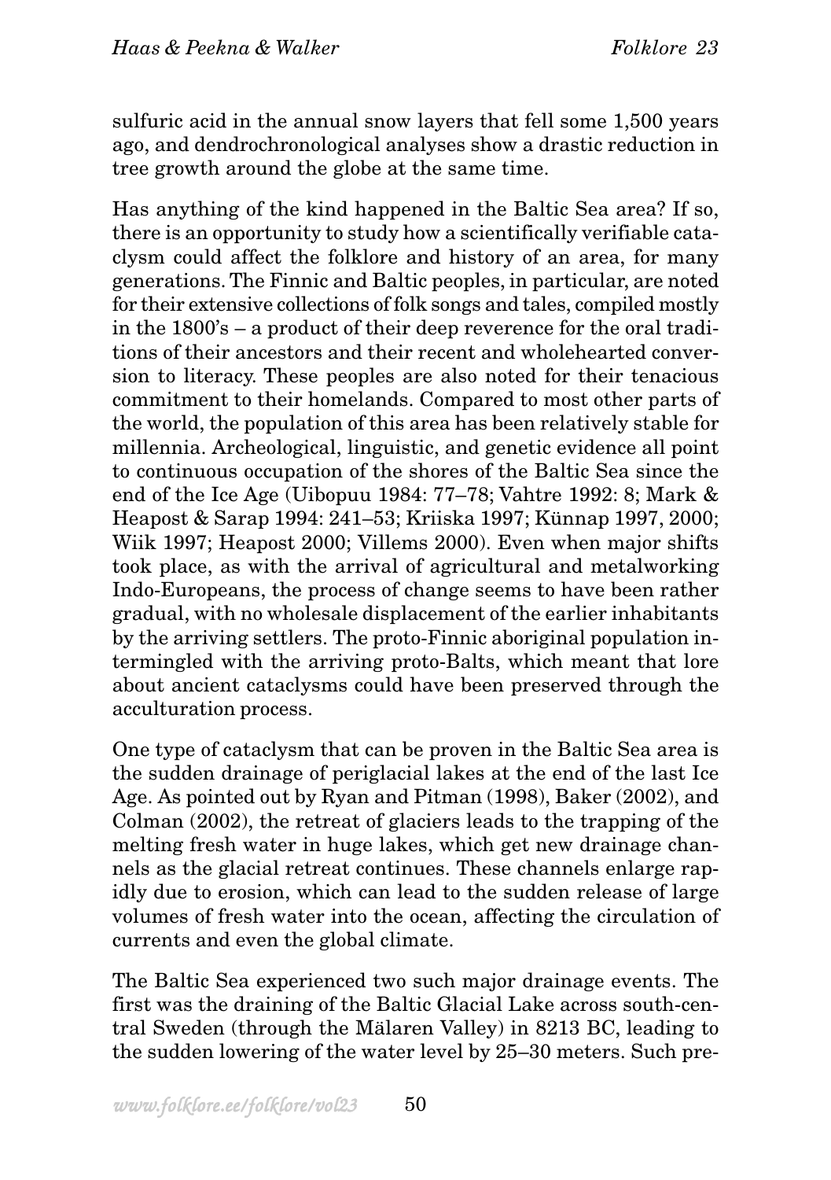sulfuric acid in the annual snow layers that fell some 1,500 years ago, and dendrochronological analyses show a drastic reduction in tree growth around the globe at the same time.

Has anything of the kind happened in the Baltic Sea area? If so, there is an opportunity to study how a scientifically verifiable cataclysm could affect the folklore and history of an area, for many generations. The Finnic and Baltic peoples, in particular, are noted for their extensive collections of folk songs and tales, compiled mostly in the 1800's – a product of their deep reverence for the oral traditions of their ancestors and their recent and wholehearted conversion to literacy. These peoples are also noted for their tenacious commitment to their homelands. Compared to most other parts of the world, the population of this area has been relatively stable for millennia. Archeological, linguistic, and genetic evidence all point to continuous occupation of the shores of the Baltic Sea since the end of the Ice Age (Uibopuu 1984: 77–78; Vahtre 1992: 8; Mark & Heapost & Sarap 1994: 241–53; Kriiska 1997; Künnap 1997, 2000; Wiik 1997; Heapost 2000; Villems 2000). Even when major shifts took place, as with the arrival of agricultural and metalworking Indo-Europeans, the process of change seems to have been rather gradual, with no wholesale displacement of the earlier inhabitants by the arriving settlers. The proto-Finnic aboriginal population intermingled with the arriving proto-Balts, which meant that lore about ancient cataclysms could have been preserved through the acculturation process.

One type of cataclysm that can be proven in the Baltic Sea area is the sudden drainage of periglacial lakes at the end of the last Ice Age. As pointed out by Ryan and Pitman (1998), Baker (2002), and Colman (2002), the retreat of glaciers leads to the trapping of the melting fresh water in huge lakes, which get new drainage channels as the glacial retreat continues. These channels enlarge rapidly due to erosion, which can lead to the sudden release of large volumes of fresh water into the ocean, affecting the circulation of currents and even the global climate.

The Baltic Sea experienced two such major drainage events. The first was the draining of the Baltic Glacial Lake across south-central Sweden (through the Mälaren Valley) in 8213 BC, leading to the sudden lowering of the water level by 25–30 meters. Such pre-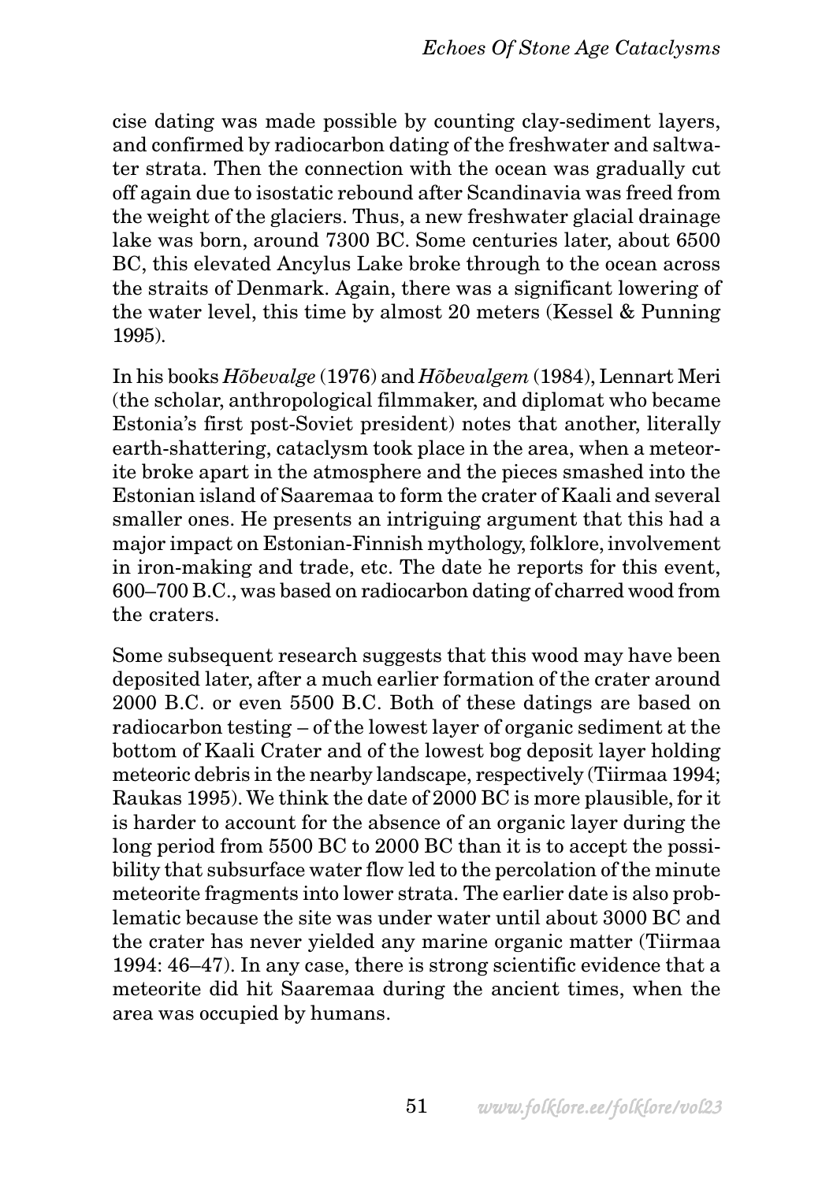cise dating was made possible by counting clay-sediment layers, and confirmed by radiocarbon dating of the freshwater and saltwater strata. Then the connection with the ocean was gradually cut off again due to isostatic rebound after Scandinavia was freed from the weight of the glaciers. Thus, a new freshwater glacial drainage lake was born, around 7300 BC. Some centuries later, about 6500 BC, this elevated Ancylus Lake broke through to the ocean across the straits of Denmark. Again, there was a significant lowering of the water level, this time by almost 20 meters (Kessel & Punning 1995).

In his books *Hõbevalge* (1976) and *Hõbevalgem* (1984), Lennart Meri (the scholar, anthropological filmmaker, and diplomat who became Estonia's first post-Soviet president) notes that another, literally earth-shattering, cataclysm took place in the area, when a meteorite broke apart in the atmosphere and the pieces smashed into the Estonian island of Saaremaa to form the crater of Kaali and several smaller ones. He presents an intriguing argument that this had a major impact on Estonian-Finnish mythology, folklore, involvement in iron-making and trade, etc. The date he reports for this event, 600–700 B.C., was based on radiocarbon dating of charred wood from the craters.

Some subsequent research suggests that this wood may have been deposited later, after a much earlier formation of the crater around 2000 B.C. or even 5500 B.C. Both of these datings are based on radiocarbon testing – of the lowest layer of organic sediment at the bottom of Kaali Crater and of the lowest bog deposit layer holding meteoric debris in the nearby landscape, respectively (Tiirmaa 1994; Raukas 1995). We think the date of 2000 BC is more plausible, for it is harder to account for the absence of an organic layer during the long period from 5500 BC to 2000 BC than it is to accept the possibility that subsurface water flow led to the percolation of the minute meteorite fragments into lower strata. The earlier date is also problematic because the site was under water until about 3000 BC and the crater has never yielded any marine organic matter (Tiirmaa 1994: 46–47). In any case, there is strong scientific evidence that a meteorite did hit Saaremaa during the ancient times, when the area was occupied by humans.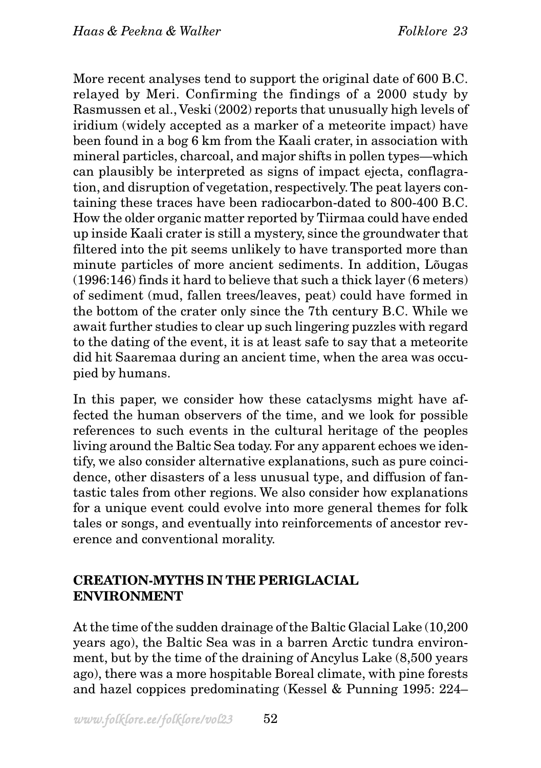More recent analyses tend to support the original date of 600 B.C. relayed by Meri. Confirming the findings of a 2000 study by Rasmussen et al., Veski (2002) reports that unusually high levels of iridium (widely accepted as a marker of a meteorite impact) have been found in a bog 6 km from the Kaali crater, in association with mineral particles, charcoal, and major shifts in pollen types—which can plausibly be interpreted as signs of impact ejecta, conflagration, and disruption of vegetation, respectively. The peat layers containing these traces have been radiocarbon-dated to 800-400 B.C. How the older organic matter reported by Tiirmaa could have ended up inside Kaali crater is still a mystery, since the groundwater that filtered into the pit seems unlikely to have transported more than minute particles of more ancient sediments. In addition, Lõugas (1996:146) finds it hard to believe that such a thick layer (6 meters) of sediment (mud, fallen trees/leaves, peat) could have formed in the bottom of the crater only since the 7th century B.C. While we await further studies to clear up such lingering puzzles with regard to the dating of the event, it is at least safe to say that a meteorite did hit Saaremaa during an ancient time, when the area was occupied by humans.

In this paper, we consider how these cataclysms might have affected the human observers of the time, and we look for possible references to such events in the cultural heritage of the peoples living around the Baltic Sea today. For any apparent echoes we identify, we also consider alternative explanations, such as pure coincidence, other disasters of a less unusual type, and diffusion of fantastic tales from other regions. We also consider how explanations for a unique event could evolve into more general themes for folk tales or songs, and eventually into reinforcements of ancestor reverence and conventional morality.

## CREATION-MYTHS IN THE PERIGLACIAL ENVIRONMENT

At the time of the sudden drainage of the Baltic Glacial Lake (10,200 years ago), the Baltic Sea was in a barren Arctic tundra environment, but by the time of the draining of Ancylus Lake (8,500 years ago), there was a more hospitable Boreal climate, with pine forests and hazel coppices predominating (Kessel & Punning 1995: 224–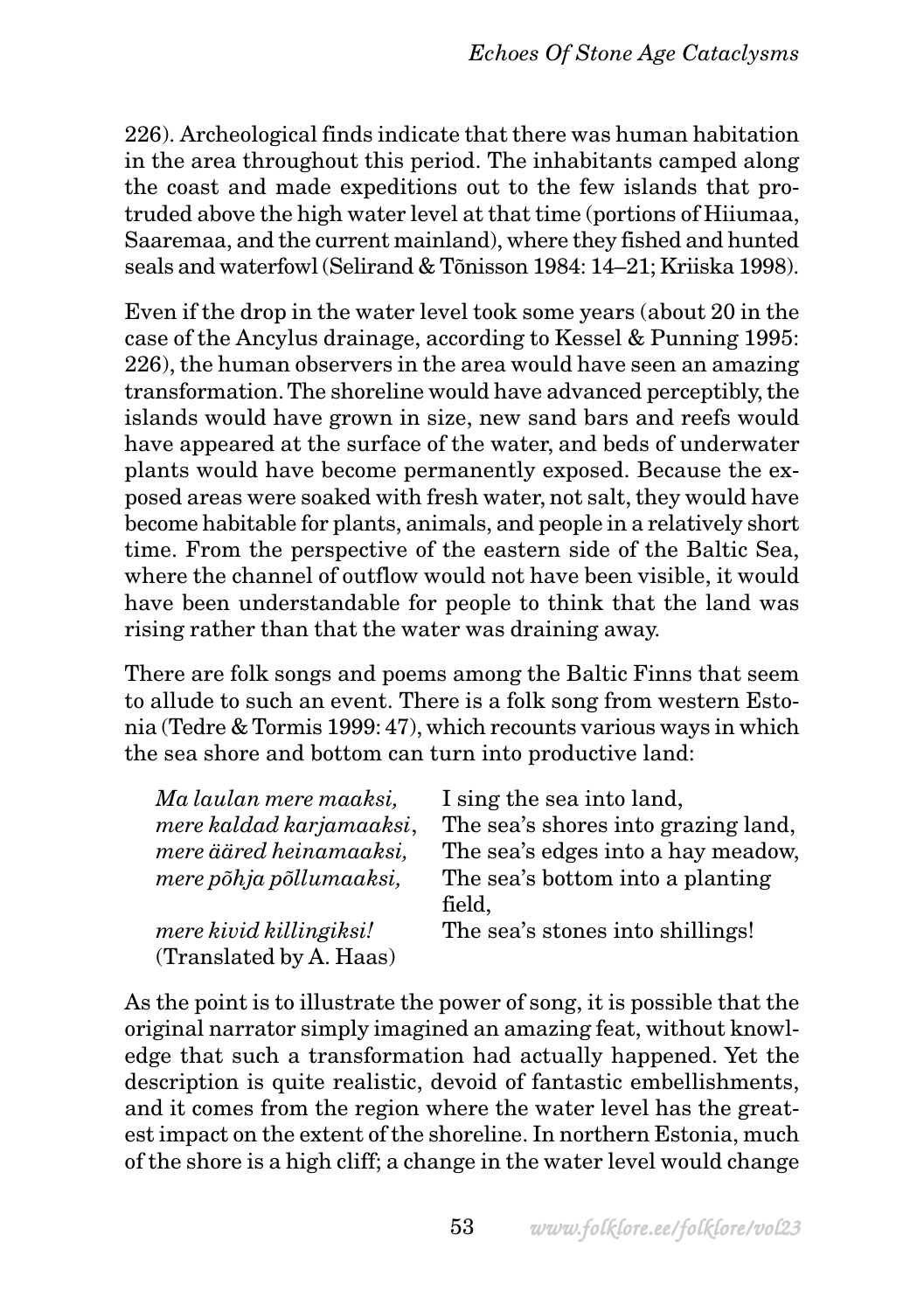226). Archeological finds indicate that there was human habitation in the area throughout this period. The inhabitants camped along the coast and made expeditions out to the few islands that protruded above the high water level at that time (portions of Hiiumaa, Saaremaa, and the current mainland), where they fished and hunted seals and waterfowl (Selirand & Tõnisson 1984: 14–21; Kriiska 1998).

Even if the drop in the water level took some years (about 20 in the case of the Ancylus drainage, according to Kessel & Punning 1995: 226), the human observers in the area would have seen an amazing transformation. The shoreline would have advanced perceptibly, the islands would have grown in size, new sand bars and reefs would have appeared at the surface of the water, and beds of underwater plants would have become permanently exposed. Because the exposed areas were soaked with fresh water, not salt, they would have become habitable for plants, animals, and people in a relatively short time. From the perspective of the eastern side of the Baltic Sea, where the channel of outflow would not have been visible, it would have been understandable for people to think that the land was rising rather than that the water was draining away.

There are folk songs and poems among the Baltic Finns that seem to allude to such an event. There is a folk song from western Estonia (Tedre & Tormis 1999: 47), which recounts various ways in which the sea shore and bottom can turn into productive land:

| | |
|---|---|
| *Ma laulan mere maaksi,* | I sing the sea into land, |
| *mere kaldad karjamaaksi*, | The sea's shores into grazing land, |
| *mere ääred heinamaaksi,* | The sea's edges into a hay meadow, |
| *mere põhja põllumaaksi,* | The sea's bottom into a planting field, |
| *mere kivid killingiksi!* | The sea's stones into shillings! |

(Translated by A. Haas)

As the point is to illustrate the power of song, it is possible that the original narrator simply imagined an amazing feat, without knowledge that such a transformation had actually happened. Yet the description is quite realistic, devoid of fantastic embellishments, and it comes from the region where the water level has the greatest impact on the extent of the shoreline. In northern Estonia, much of the shore is a high cliff; a change in the water level would change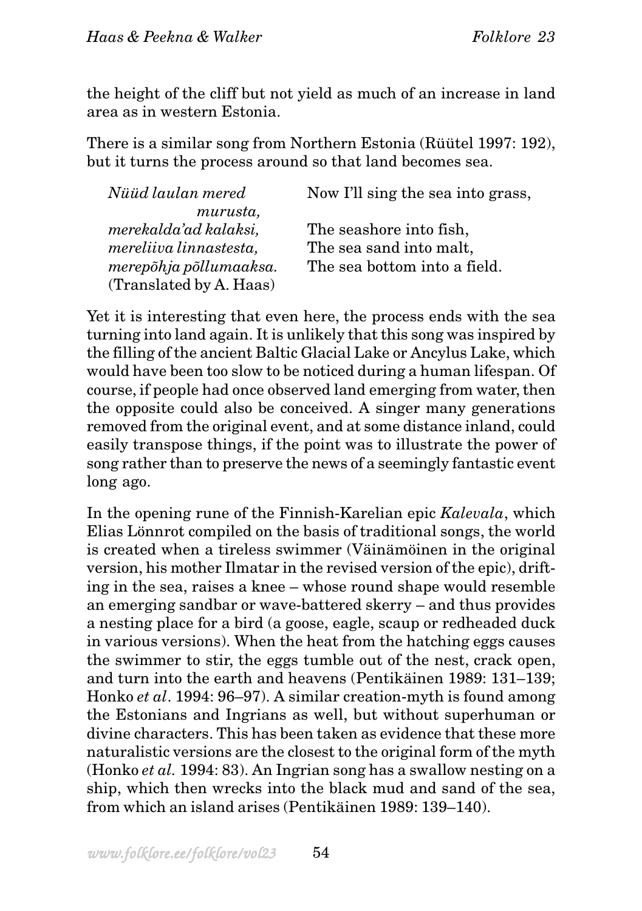the height of the cliff but not yield as much of an increase in land area as in western Estonia.

There is a similar song from Northern Estonia (Rüütel 1997: 192), but it turns the process around so that land becomes sea.

| | |
|---|---|
| *Nüüd laulan mered murusta,* | Now I'll sing the sea into grass, |
| *merekalda'ad kalaksi,* | The seashore into fish, |
| *mereliiva linnastesta,* | The sea sand into malt, |
| *merepõhja põllumaaksa.* | The sea bottom into a field. |
| (Translated by A. Haas) | |

Yet it is interesting that even here, the process ends with the sea turning into land again. It is unlikely that this song was inspired by the filling of the ancient Baltic Glacial Lake or Ancylus Lake, which would have been too slow to be noticed during a human lifespan. Of course, if people had once observed land emerging from water, then the opposite could also be conceived. A singer many generations removed from the original event, and at some distance inland, could easily transpose things, if the point was to illustrate the power of song rather than to preserve the news of a seemingly fantastic event long ago.

In the opening rune of the Finnish-Karelian epic *Kalevala*, which Elias Lönnrot compiled on the basis of traditional songs, the world is created when a tireless swimmer (Väinämöinen in the original version, his mother Ilmatar in the revised version of the epic), drifting in the sea, raises a knee – whose round shape would resemble an emerging sandbar or wave-battered skerry – and thus provides a nesting place for a bird (a goose, eagle, scaup or redheaded duck in various versions). When the heat from the hatching eggs causes the swimmer to stir, the eggs tumble out of the nest, crack open, and turn into the earth and heavens (Pentikäinen 1989: 131–139; Honko *et al*. 1994: 96–97). A similar creation-myth is found among the Estonians and Ingrians as well, but without superhuman or divine characters. This has been taken as evidence that these more naturalistic versions are the closest to the original form of the myth (Honko *et al.* 1994: 83). An Ingrian song has a swallow nesting on a ship, which then wrecks into the black mud and sand of the sea, from which an island arises (Pentikäinen 1989: 139–140).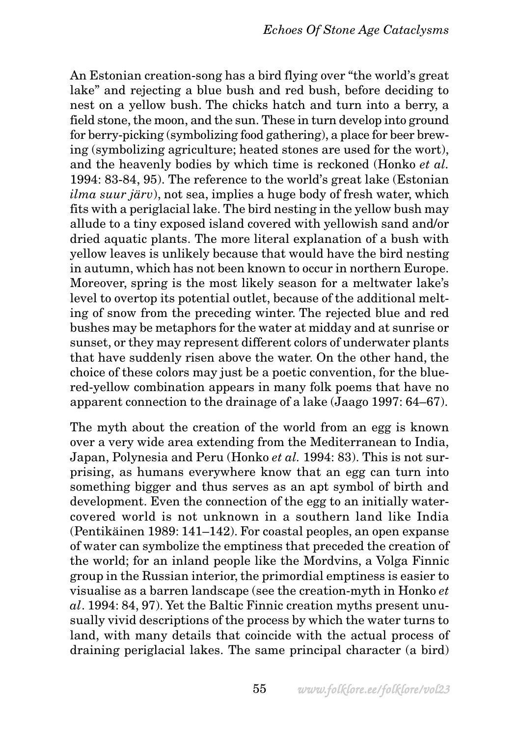An Estonian creation-song has a bird flying over "the world's great lake" and rejecting a blue bush and red bush, before deciding to nest on a yellow bush. The chicks hatch and turn into a berry, a field stone, the moon, and the sun. These in turn develop into ground for berry-picking (symbolizing food gathering), a place for beer brewing (symbolizing agriculture; heated stones are used for the wort), and the heavenly bodies by which time is reckoned (Honko *et al.* 1994: 83-84, 95). The reference to the world's great lake (Estonian *ilma suur järv*), not sea, implies a huge body of fresh water, which fits with a periglacial lake. The bird nesting in the yellow bush may allude to a tiny exposed island covered with yellowish sand and/or dried aquatic plants. The more literal explanation of a bush with yellow leaves is unlikely because that would have the bird nesting in autumn, which has not been known to occur in northern Europe. Moreover, spring is the most likely season for a meltwater lake's level to overtop its potential outlet, because of the additional melting of snow from the preceding winter. The rejected blue and red bushes may be metaphors for the water at midday and at sunrise or sunset, or they may represent different colors of underwater plants that have suddenly risen above the water. On the other hand, the choice of these colors may just be a poetic convention, for the blue-red-yellow combination appears in many folk poems that have no apparent connection to the drainage of a lake (Jaago 1997: 64–67).

The myth about the creation of the world from an egg is known over a very wide area extending from the Mediterranean to India, Japan, Polynesia and Peru (Honko *et al.* 1994: 83). This is not surprising, as humans everywhere know that an egg can turn into something bigger and thus serves as an apt symbol of birth and development. Even the connection of the egg to an initially water-covered world is not unknown in a southern land like India (Pentikäinen 1989: 141–142). For coastal peoples, an open expanse of water can symbolize the emptiness that preceded the creation of the world; for an inland people like the Mordvins, a Volga Finnic group in the Russian interior, the primordial emptiness is easier to visualise as a barren landscape (see the creation-myth in Honko *et al*. 1994: 84, 97). Yet the Baltic Finnic creation myths present unusually vivid descriptions of the process by which the water turns to land, with many details that coincide with the actual process of draining periglacial lakes. The same principal character (a bird)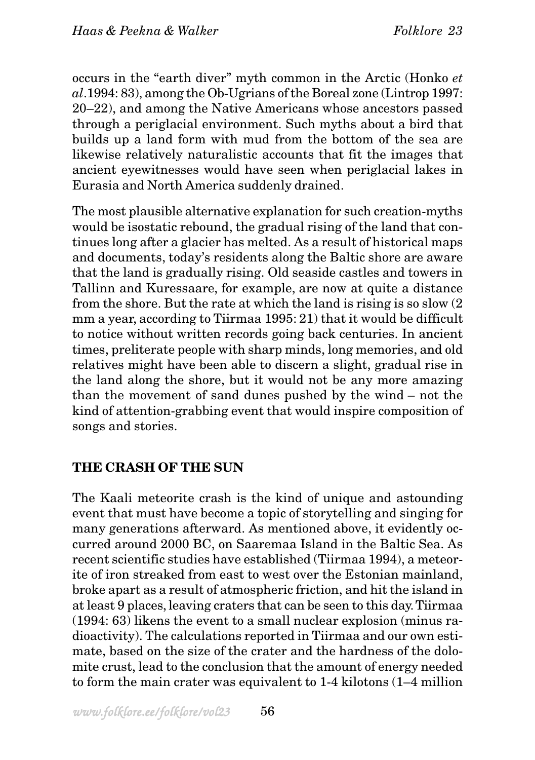occurs in the "earth diver" myth common in the Arctic (Honko *et al*.1994: 83), among the Ob-Ugrians of the Boreal zone (Lintrop 1997: 20–22), and among the Native Americans whose ancestors passed through a periglacial environment. Such myths about a bird that builds up a land form with mud from the bottom of the sea are likewise relatively naturalistic accounts that fit the images that ancient eyewitnesses would have seen when periglacial lakes in Eurasia and North America suddenly drained.

The most plausible alternative explanation for such creation-myths would be isostatic rebound, the gradual rising of the land that continues long after a glacier has melted. As a result of historical maps and documents, today's residents along the Baltic shore are aware that the land is gradually rising. Old seaside castles and towers in Tallinn and Kuressaare, for example, are now at quite a distance from the shore. But the rate at which the land is rising is so slow (2 mm a year, according to Tiirmaa 1995: 21) that it would be difficult to notice without written records going back centuries. In ancient times, preliterate people with sharp minds, long memories, and old relatives might have been able to discern a slight, gradual rise in the land along the shore, but it would not be any more amazing than the movement of sand dunes pushed by the wind – not the kind of attention-grabbing event that would inspire composition of songs and stories.

## THE CRASH OF THE SUN

The Kaali meteorite crash is the kind of unique and astounding event that must have become a topic of storytelling and singing for many generations afterward. As mentioned above, it evidently occurred around 2000 BC, on Saaremaa Island in the Baltic Sea. As recent scientific studies have established (Tiirmaa 1994), a meteorite of iron streaked from east to west over the Estonian mainland, broke apart as a result of atmospheric friction, and hit the island in at least 9 places, leaving craters that can be seen to this day. Tiirmaa (1994: 63) likens the event to a small nuclear explosion (minus radioactivity). The calculations reported in Tiirmaa and our own estimate, based on the size of the crater and the hardness of the dolomite crust, lead to the conclusion that the amount of energy needed to form the main crater was equivalent to 1-4 kilotons (1–4 million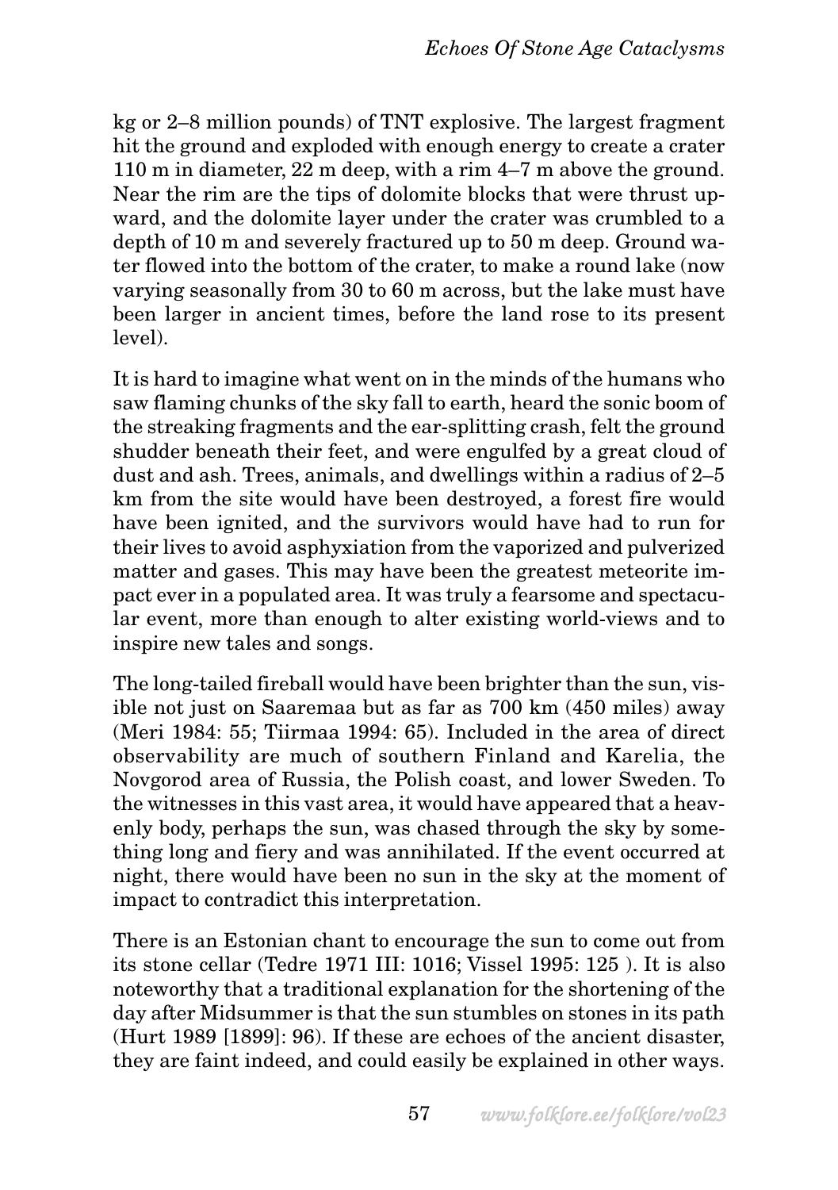kg or 2–8 million pounds) of TNT explosive. The largest fragment hit the ground and exploded with enough energy to create a crater 110 m in diameter, 22 m deep, with a rim 4–7 m above the ground. Near the rim are the tips of dolomite blocks that were thrust upward, and the dolomite layer under the crater was crumbled to a depth of 10 m and severely fractured up to 50 m deep. Ground water flowed into the bottom of the crater, to make a round lake (now varying seasonally from 30 to 60 m across, but the lake must have been larger in ancient times, before the land rose to its present level).

It is hard to imagine what went on in the minds of the humans who saw flaming chunks of the sky fall to earth, heard the sonic boom of the streaking fragments and the ear-splitting crash, felt the ground shudder beneath their feet, and were engulfed by a great cloud of dust and ash. Trees, animals, and dwellings within a radius of 2–5 km from the site would have been destroyed, a forest fire would have been ignited, and the survivors would have had to run for their lives to avoid asphyxiation from the vaporized and pulverized matter and gases. This may have been the greatest meteorite impact ever in a populated area. It was truly a fearsome and spectacular event, more than enough to alter existing world-views and to inspire new tales and songs.

The long-tailed fireball would have been brighter than the sun, visible not just on Saaremaa but as far as 700 km (450 miles) away (Meri 1984: 55; Tiirmaa 1994: 65). Included in the area of direct observability are much of southern Finland and Karelia, the Novgorod area of Russia, the Polish coast, and lower Sweden. To the witnesses in this vast area, it would have appeared that a heavenly body, perhaps the sun, was chased through the sky by something long and fiery and was annihilated. If the event occurred at night, there would have been no sun in the sky at the moment of impact to contradict this interpretation.

There is an Estonian chant to encourage the sun to come out from its stone cellar (Tedre 1971 III: 1016; Vissel 1995: 125 ). It is also noteworthy that a traditional explanation for the shortening of the day after Midsummer is that the sun stumbles on stones in its path (Hurt 1989 [1899]: 96). If these are echoes of the ancient disaster, they are faint indeed, and could easily be explained in other ways.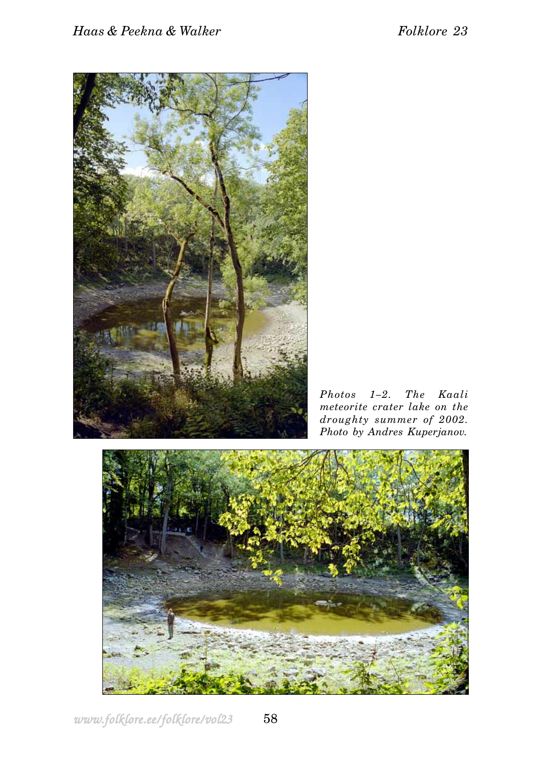*Photos 1–2. The Kaali meteorite crater lake on the droughty summer of 2002. Photo by Andres Kuperjanov.*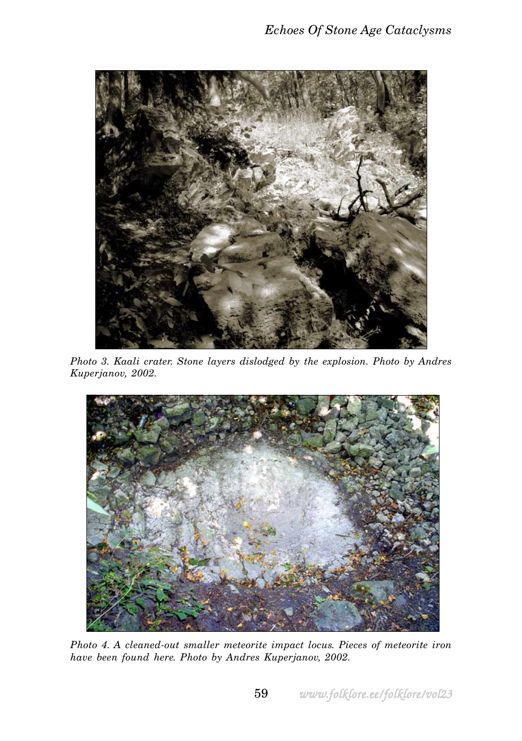*Photo 3. Kaali crater. Stone layers dislodged by the explosion. Photo by Andres Kuperjanov, 2002.*

*Photo 4. A cleaned-out smaller meteorite impact locus. Pieces of meteorite iron have been found here. Photo by Andres Kuperjanov, 2002.*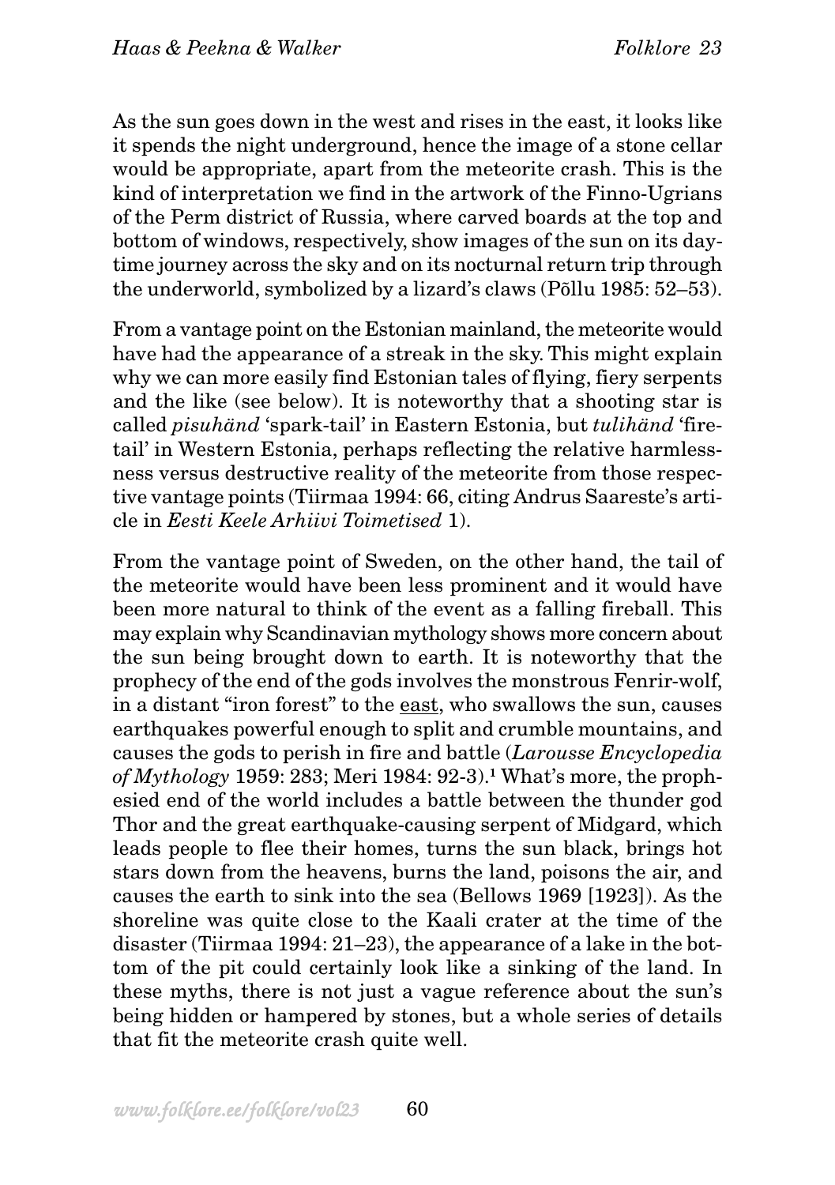As the sun goes down in the west and rises in the east, it looks like it spends the night underground, hence the image of a stone cellar would be appropriate, apart from the meteorite crash. This is the kind of interpretation we find in the artwork of the Finno-Ugrians of the Perm district of Russia, where carved boards at the top and bottom of windows, respectively, show images of the sun on its daytime journey across the sky and on its nocturnal return trip through the underworld, symbolized by a lizard's claws (Põllu 1985: 52–53).

From a vantage point on the Estonian mainland, the meteorite would have had the appearance of a streak in the sky. This might explain why we can more easily find Estonian tales of flying, fiery serpents and the like (see below). It is noteworthy that a shooting star is called *pisuhänd* 'spark-tail' in Eastern Estonia, but *tulihänd* 'fire-tail' in Western Estonia, perhaps reflecting the relative harmlessness versus destructive reality of the meteorite from those respective vantage points (Tiirmaa 1994: 66, citing Andrus Saareste's article in *Eesti Keele Arhiivi Toimetised* 1).

From the vantage point of Sweden, on the other hand, the tail of the meteorite would have been less prominent and it would have been more natural to think of the event as a falling fireball. This may explain why Scandinavian mythology shows more concern about the sun being brought down to earth. It is noteworthy that the prophecy of the end of the gods involves the monstrous Fenrir-wolf, in a distant "iron forest" to the <u>east</u>, who swallows the sun, causes earthquakes powerful enough to split and crumble mountains, and causes the gods to perish in fire and battle (*Larousse Encyclopedia of Mythology* 1959: 283; Meri 1984: 92-3).[1] What's more, the prophesied end of the world includes a battle between the thunder god Thor and the great earthquake-causing serpent of Midgard, which leads people to flee their homes, turns the sun black, brings hot stars down from the heavens, burns the land, poisons the air, and causes the earth to sink into the sea (Bellows 1969 [1923]). As the shoreline was quite close to the Kaali crater at the time of the disaster (Tiirmaa 1994: 21–23), the appearance of a lake in the bottom of the pit could certainly look like a sinking of the land. In these myths, there is not just a vague reference about the sun's being hidden or hampered by stones, but a whole series of details that fit the meteorite crash quite well.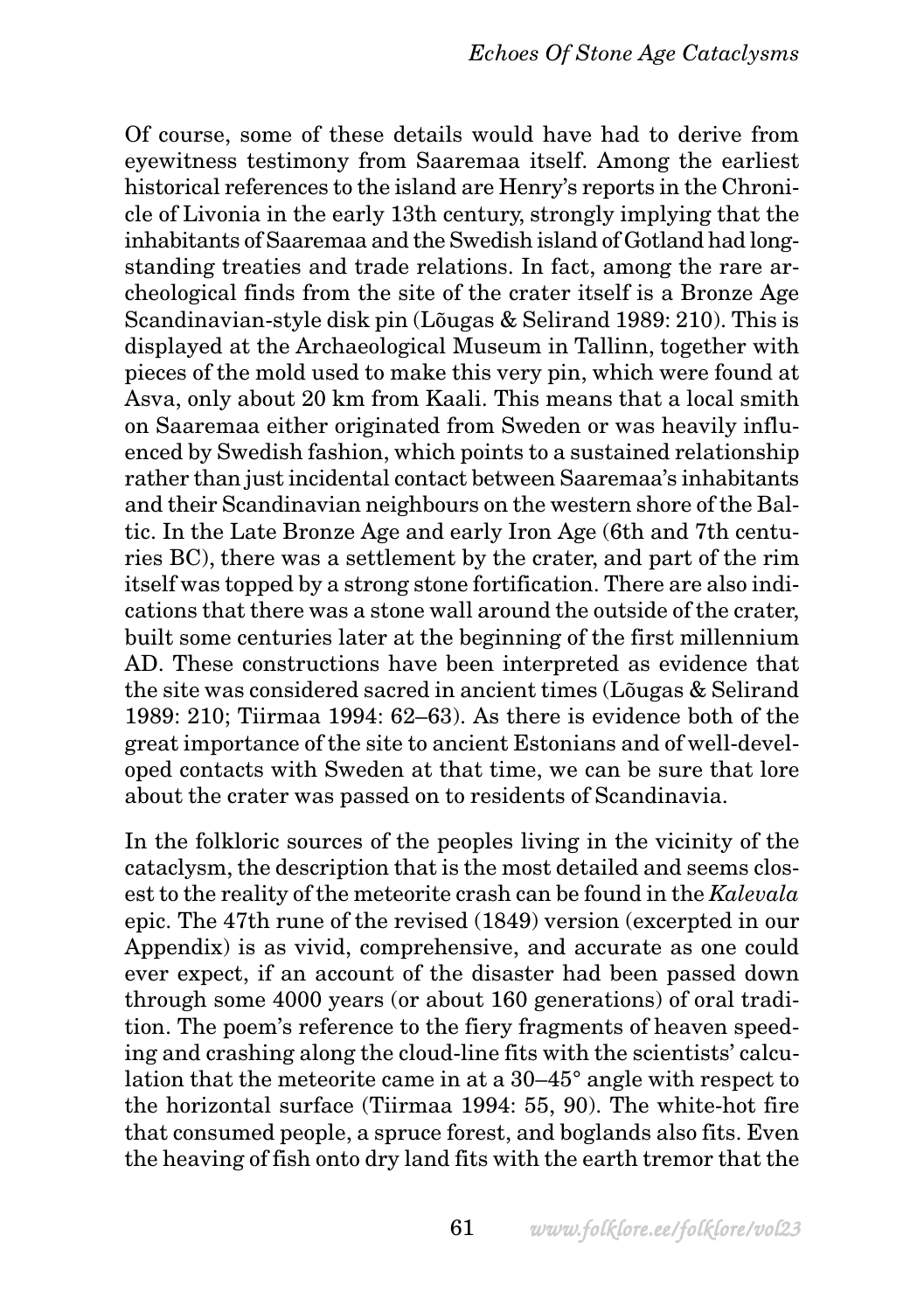Of course, some of these details would have had to derive from eyewitness testimony from Saaremaa itself. Among the earliest historical references to the island are Henry's reports in the Chronicle of Livonia in the early 13th century, strongly implying that the inhabitants of Saaremaa and the Swedish island of Gotland had longstanding treaties and trade relations. In fact, among the rare archeological finds from the site of the crater itself is a Bronze Age Scandinavian-style disk pin (Lõugas & Selirand 1989: 210). This is displayed at the Archaeological Museum in Tallinn, together with pieces of the mold used to make this very pin, which were found at Asva, only about 20 km from Kaali. This means that a local smith on Saaremaa either originated from Sweden or was heavily influenced by Swedish fashion, which points to a sustained relationship rather than just incidental contact between Saaremaa's inhabitants and their Scandinavian neighbours on the western shore of the Baltic. In the Late Bronze Age and early Iron Age (6th and 7th centuries BC), there was a settlement by the crater, and part of the rim itself was topped by a strong stone fortification. There are also indications that there was a stone wall around the outside of the crater, built some centuries later at the beginning of the first millennium AD. These constructions have been interpreted as evidence that the site was considered sacred in ancient times (Lõugas & Selirand 1989: 210; Tiirmaa 1994: 62–63). As there is evidence both of the great importance of the site to ancient Estonians and of well-developed contacts with Sweden at that time, we can be sure that lore about the crater was passed on to residents of Scandinavia.

In the folkloric sources of the peoples living in the vicinity of the cataclysm, the description that is the most detailed and seems closest to the reality of the meteorite crash can be found in the *Kalevala* epic. The 47th rune of the revised (1849) version (excerpted in our Appendix) is as vivid, comprehensive, and accurate as one could ever expect, if an account of the disaster had been passed down through some 4000 years (or about 160 generations) of oral tradition. The poem's reference to the fiery fragments of heaven speeding and crashing along the cloud-line fits with the scientists' calculation that the meteorite came in at a 30–45° angle with respect to the horizontal surface (Tiirmaa 1994: 55, 90). The white-hot fire that consumed people, a spruce forest, and boglands also fits. Even the heaving of fish onto dry land fits with the earth tremor that the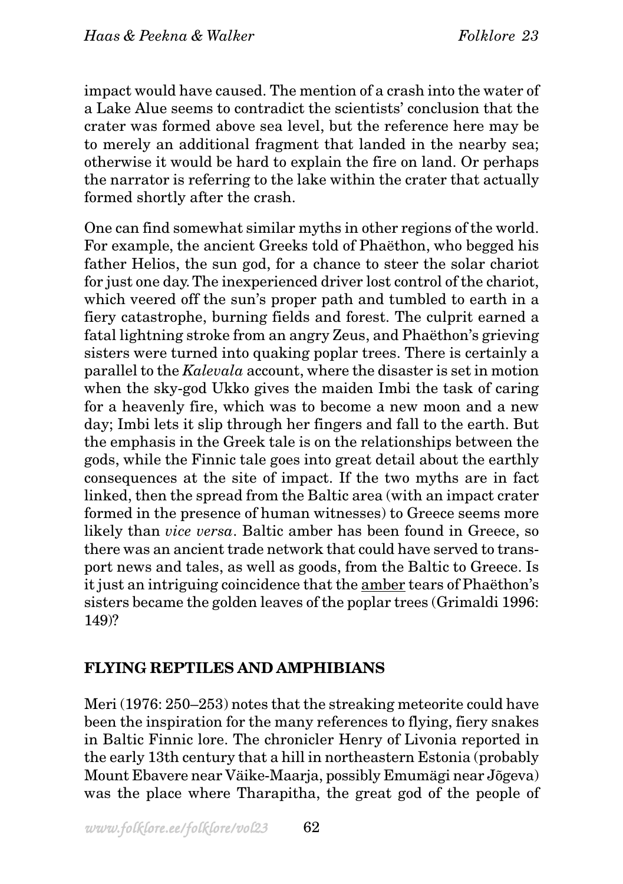impact would have caused. The mention of a crash into the water of a Lake Alue seems to contradict the scientists' conclusion that the crater was formed above sea level, but the reference here may be to merely an additional fragment that landed in the nearby sea; otherwise it would be hard to explain the fire on land. Or perhaps the narrator is referring to the lake within the crater that actually formed shortly after the crash.

One can find somewhat similar myths in other regions of the world. For example, the ancient Greeks told of Phaëthon, who begged his father Helios, the sun god, for a chance to steer the solar chariot for just one day. The inexperienced driver lost control of the chariot, which veered off the sun's proper path and tumbled to earth in a fiery catastrophe, burning fields and forest. The culprit earned a fatal lightning stroke from an angry Zeus, and Phaëthon's grieving sisters were turned into quaking poplar trees. There is certainly a parallel to the *Kalevala* account, where the disaster is set in motion when the sky-god Ukko gives the maiden Imbi the task of caring for a heavenly fire, which was to become a new moon and a new day; Imbi lets it slip through her fingers and fall to the earth. But the emphasis in the Greek tale is on the relationships between the gods, while the Finnic tale goes into great detail about the earthly consequences at the site of impact. If the two myths are in fact linked, then the spread from the Baltic area (with an impact crater formed in the presence of human witnesses) to Greece seems more likely than *vice versa*. Baltic amber has been found in Greece, so there was an ancient trade network that could have served to transport news and tales, as well as goods, from the Baltic to Greece. Is it just an intriguing coincidence that the amber tears of Phaëthon's sisters became the golden leaves of the poplar trees (Grimaldi 1996: 149)?

## FLYING REPTILES AND AMPHIBIANS

Meri (1976: 250–253) notes that the streaking meteorite could have been the inspiration for the many references to flying, fiery snakes in Baltic Finnic lore. The chronicler Henry of Livonia reported in the early 13th century that a hill in northeastern Estonia (probably Mount Ebavere near Väike-Maarja, possibly Emumägi near Jõgeva) was the place where Tharapitha, the great god of the people of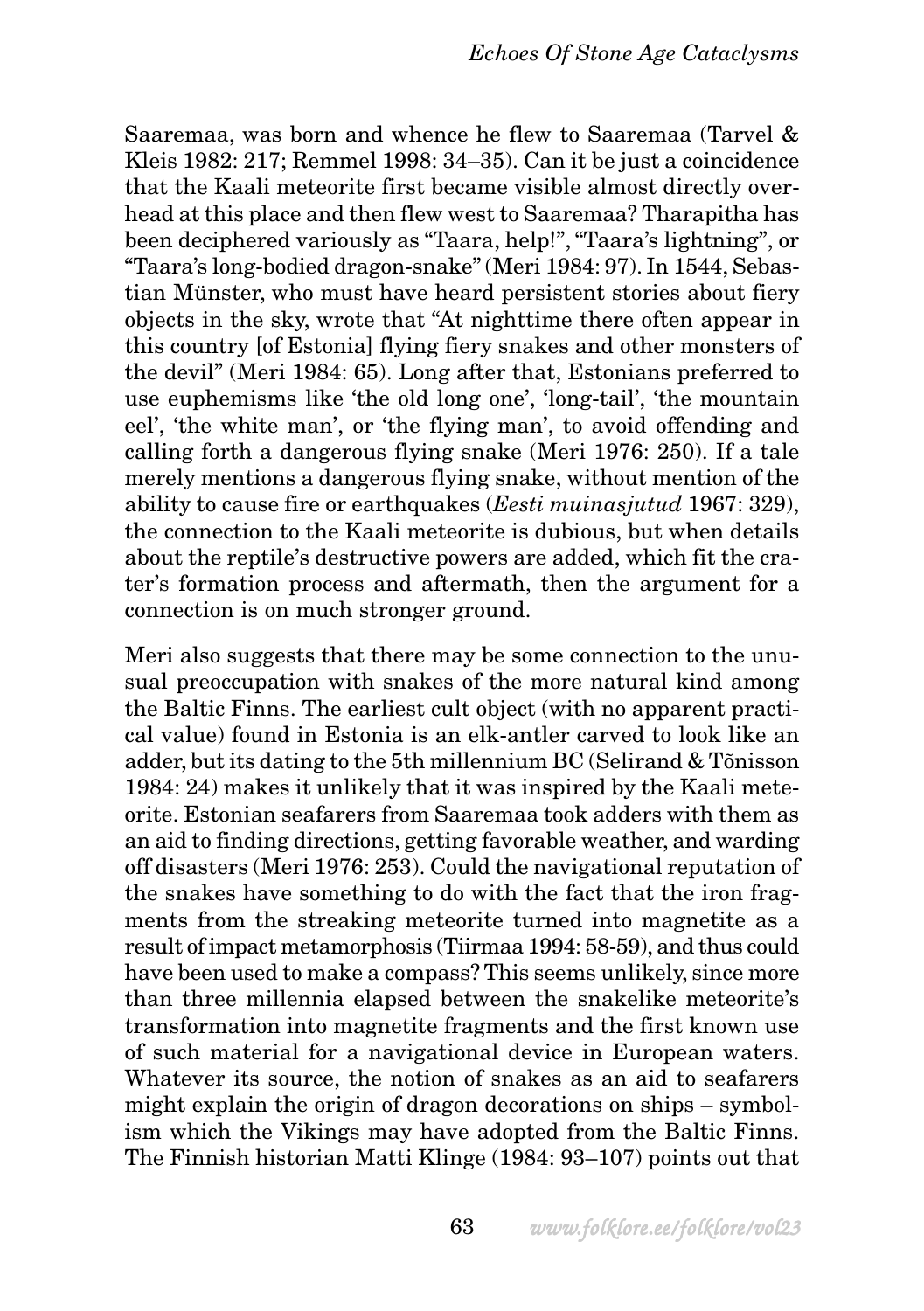Saaremaa, was born and whence he flew to Saaremaa (Tarvel & Kleis 1982: 217; Remmel 1998: 34–35). Can it be just a coincidence that the Kaali meteorite first became visible almost directly overhead at this place and then flew west to Saaremaa? Tharapitha has been deciphered variously as "Taara, help!", "Taara's lightning", or "Taara's long-bodied dragon-snake" (Meri 1984: 97). In 1544, Sebastian Münster, who must have heard persistent stories about fiery objects in the sky, wrote that "At nighttime there often appear in this country [of Estonia] flying fiery snakes and other monsters of the devil" (Meri 1984: 65). Long after that, Estonians preferred to use euphemisms like 'the old long one', 'long-tail', 'the mountain eel', 'the white man', or 'the flying man', to avoid offending and calling forth a dangerous flying snake (Meri 1976: 250). If a tale merely mentions a dangerous flying snake, without mention of the ability to cause fire or earthquakes (*Eesti muinasjutud* 1967: 329), the connection to the Kaali meteorite is dubious, but when details about the reptile's destructive powers are added, which fit the crater's formation process and aftermath, then the argument for a connection is on much stronger ground.

Meri also suggests that there may be some connection to the unusual preoccupation with snakes of the more natural kind among the Baltic Finns. The earliest cult object (with no apparent practical value) found in Estonia is an elk-antler carved to look like an adder, but its dating to the 5th millennium BC (Selirand & Tõnisson 1984: 24) makes it unlikely that it was inspired by the Kaali meteorite. Estonian seafarers from Saaremaa took adders with them as an aid to finding directions, getting favorable weather, and warding off disasters (Meri 1976: 253). Could the navigational reputation of the snakes have something to do with the fact that the iron fragments from the streaking meteorite turned into magnetite as a result of impact metamorphosis (Tiirmaa 1994: 58-59), and thus could have been used to make a compass? This seems unlikely, since more than three millennia elapsed between the snakelike meteorite's transformation into magnetite fragments and the first known use of such material for a navigational device in European waters. Whatever its source, the notion of snakes as an aid to seafarers might explain the origin of dragon decorations on ships – symbolism which the Vikings may have adopted from the Baltic Finns. The Finnish historian Matti Klinge (1984: 93–107) points out that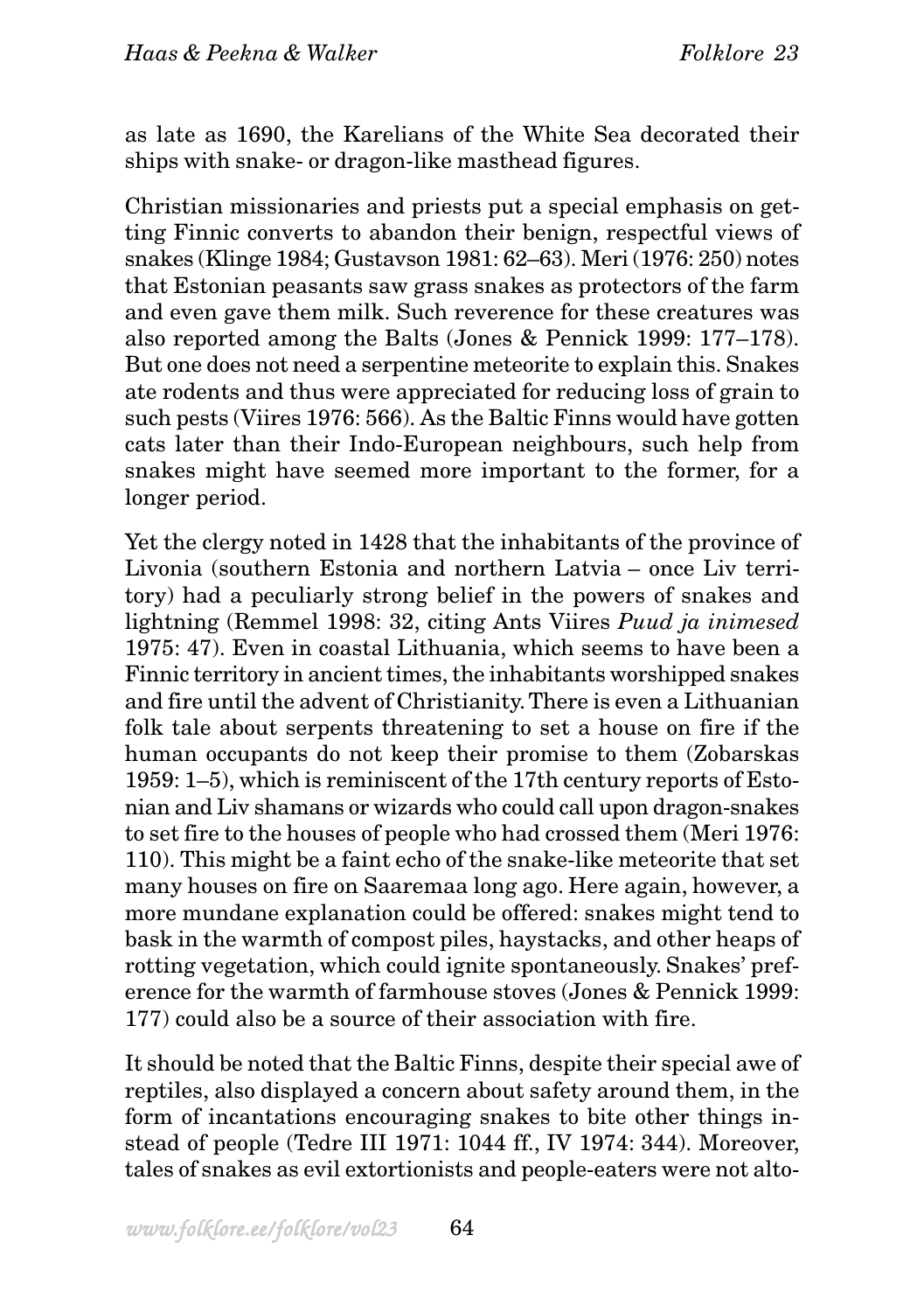as late as 1690, the Karelians of the White Sea decorated their ships with snake- or dragon-like masthead figures.

Christian missionaries and priests put a special emphasis on getting Finnic converts to abandon their benign, respectful views of snakes (Klinge 1984; Gustavson 1981: 62–63). Meri (1976: 250) notes that Estonian peasants saw grass snakes as protectors of the farm and even gave them milk. Such reverence for these creatures was also reported among the Balts (Jones & Pennick 1999: 177–178). But one does not need a serpentine meteorite to explain this. Snakes ate rodents and thus were appreciated for reducing loss of grain to such pests (Viires 1976: 566). As the Baltic Finns would have gotten cats later than their Indo-European neighbours, such help from snakes might have seemed more important to the former, for a longer period.

Yet the clergy noted in 1428 that the inhabitants of the province of Livonia (southern Estonia and northern Latvia – once Liv territory) had a peculiarly strong belief in the powers of snakes and lightning (Remmel 1998: 32, citing Ants Viires *Puud ja inimesed* 1975: 47). Even in coastal Lithuania, which seems to have been a Finnic territory in ancient times, the inhabitants worshipped snakes and fire until the advent of Christianity. There is even a Lithuanian folk tale about serpents threatening to set a house on fire if the human occupants do not keep their promise to them (Zobarskas 1959: 1–5), which is reminiscent of the 17th century reports of Estonian and Liv shamans or wizards who could call upon dragon-snakes to set fire to the houses of people who had crossed them (Meri 1976: 110). This might be a faint echo of the snake-like meteorite that set many houses on fire on Saaremaa long ago. Here again, however, a more mundane explanation could be offered: snakes might tend to bask in the warmth of compost piles, haystacks, and other heaps of rotting vegetation, which could ignite spontaneously. Snakes' preference for the warmth of farmhouse stoves (Jones & Pennick 1999: 177) could also be a source of their association with fire.

It should be noted that the Baltic Finns, despite their special awe of reptiles, also displayed a concern about safety around them, in the form of incantations encouraging snakes to bite other things instead of people (Tedre III 1971: 1044 ff., IV 1974: 344). Moreover, tales of snakes as evil extortionists and people-eaters were not alto-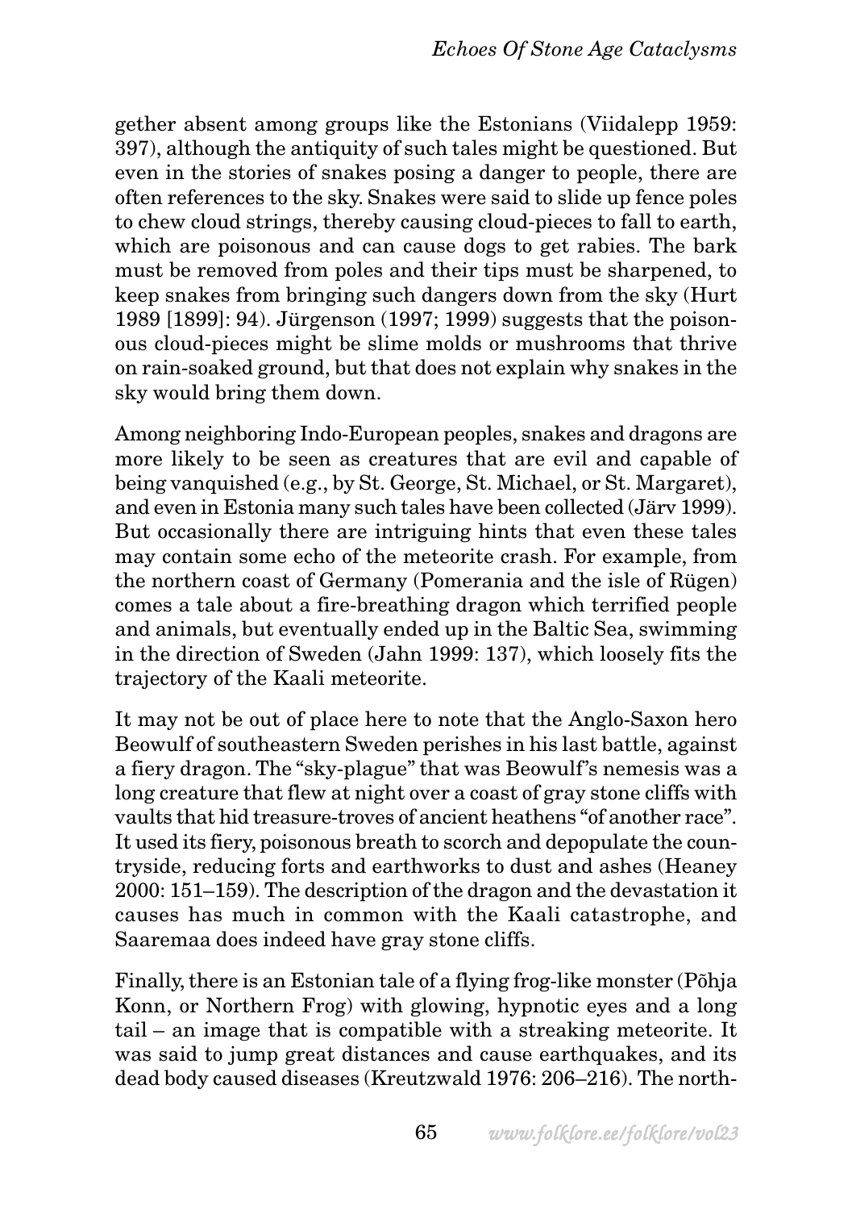gether absent among groups like the Estonians (Viidalepp 1959: 397), although the antiquity of such tales might be questioned. But even in the stories of snakes posing a danger to people, there are often references to the sky. Snakes were said to slide up fence poles to chew cloud strings, thereby causing cloud-pieces to fall to earth, which are poisonous and can cause dogs to get rabies. The bark must be removed from poles and their tips must be sharpened, to keep snakes from bringing such dangers down from the sky (Hurt 1989 [1899]: 94). Jürgenson (1997; 1999) suggests that the poisonous cloud-pieces might be slime molds or mushrooms that thrive on rain-soaked ground, but that does not explain why snakes in the sky would bring them down.

Among neighboring Indo-European peoples, snakes and dragons are more likely to be seen as creatures that are evil and capable of being vanquished (e.g., by St. George, St. Michael, or St. Margaret), and even in Estonia many such tales have been collected (Järv 1999). But occasionally there are intriguing hints that even these tales may contain some echo of the meteorite crash. For example, from the northern coast of Germany (Pomerania and the isle of Rügen) comes a tale about a fire-breathing dragon which terrified people and animals, but eventually ended up in the Baltic Sea, swimming in the direction of Sweden (Jahn 1999: 137), which loosely fits the trajectory of the Kaali meteorite.

It may not be out of place here to note that the Anglo-Saxon hero Beowulf of southeastern Sweden perishes in his last battle, against a fiery dragon. The "sky-plague" that was Beowulf's nemesis was a long creature that flew at night over a coast of gray stone cliffs with vaults that hid treasure-troves of ancient heathens "of another race". It used its fiery, poisonous breath to scorch and depopulate the countryside, reducing forts and earthworks to dust and ashes (Heaney 2000: 151–159). The description of the dragon and the devastation it causes has much in common with the Kaali catastrophe, and Saaremaa does indeed have gray stone cliffs.

Finally, there is an Estonian tale of a flying frog-like monster (Põhja Konn, or Northern Frog) with glowing, hypnotic eyes and a long tail – an image that is compatible with a streaking meteorite. It was said to jump great distances and cause earthquakes, and its dead body caused diseases (Kreutzwald 1976: 206–216). The north-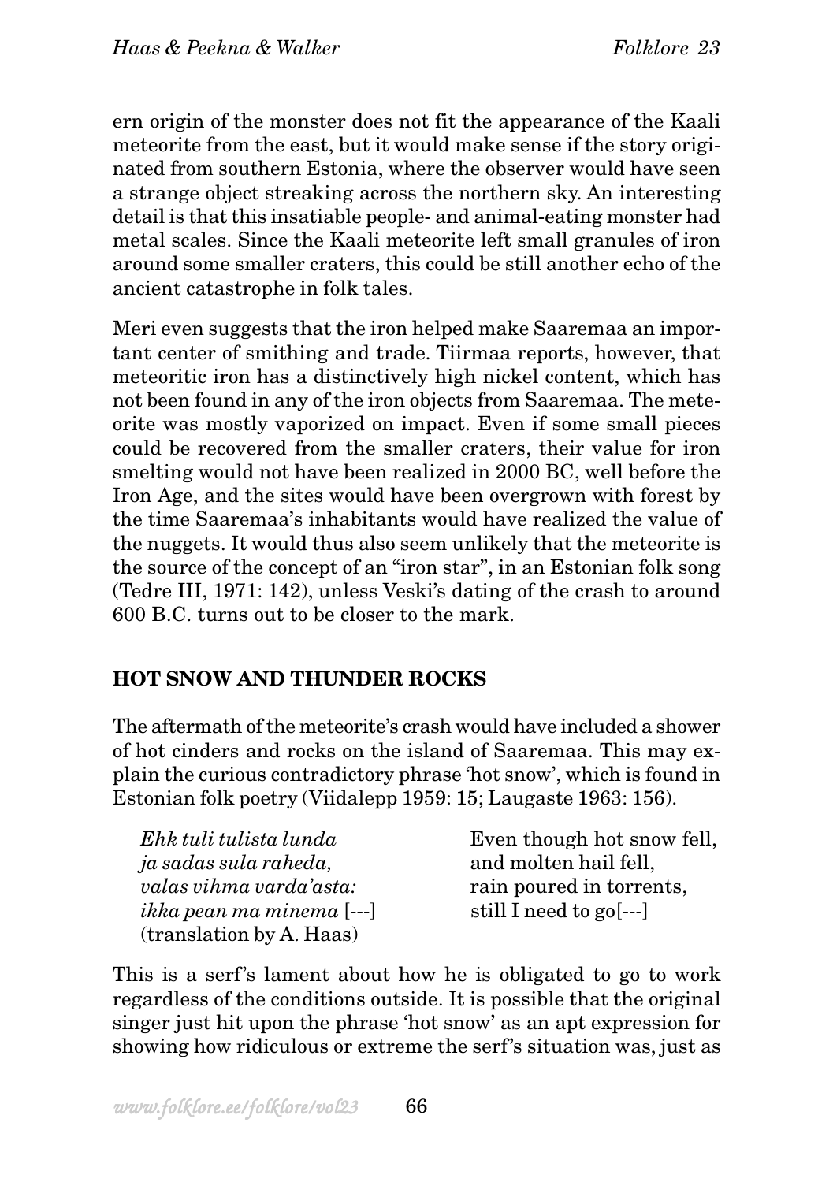ern origin of the monster does not fit the appearance of the Kaali meteorite from the east, but it would make sense if the story originated from southern Estonia, where the observer would have seen a strange object streaking across the northern sky. An interesting detail is that this insatiable people- and animal-eating monster had metal scales. Since the Kaali meteorite left small granules of iron around some smaller craters, this could be still another echo of the ancient catastrophe in folk tales.

Meri even suggests that the iron helped make Saaremaa an important center of smithing and trade. Tiirmaa reports, however, that meteoritic iron has a distinctively high nickel content, which has not been found in any of the iron objects from Saaremaa. The meteorite was mostly vaporized on impact. Even if some small pieces could be recovered from the smaller craters, their value for iron smelting would not have been realized in 2000 BC, well before the Iron Age, and the sites would have been overgrown with forest by the time Saaremaa's inhabitants would have realized the value of the nuggets. It would thus also seem unlikely that the meteorite is the source of the concept of an "iron star", in an Estonian folk song (Tedre III, 1971: 142), unless Veski's dating of the crash to around 600 B.C. turns out to be closer to the mark.

## HOT SNOW AND THUNDER ROCKS

The aftermath of the meteorite's crash would have included a shower of hot cinders and rocks on the island of Saaremaa. This may explain the curious contradictory phrase 'hot snow', which is found in Estonian folk poetry (Viidalepp 1959: 15; Laugaste 1963: 156).

| | |
|---|---|
| *Ehk tuli tulista lunda* | Even though hot snow fell, |
| *ja sadas sula raheda,* | and molten hail fell, |
| *valas vihma varda'asta:* | rain poured in torrents, |
| *ikka pean ma minema* [---] | still I need to go[---] |
| (translation by A. Haas) | |

This is a serf's lament about how he is obligated to go to work regardless of the conditions outside. It is possible that the original singer just hit upon the phrase 'hot snow' as an apt expression for showing how ridiculous or extreme the serf's situation was, just as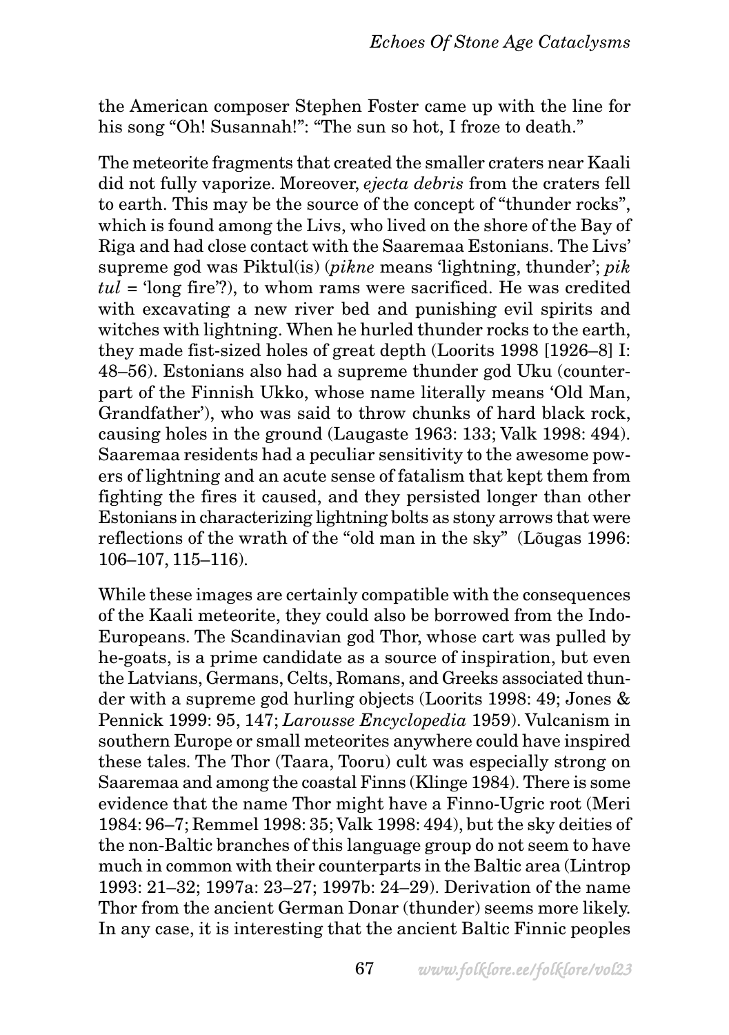the American composer Stephen Foster came up with the line for his song "Oh! Susannah!": "The sun so hot, I froze to death."

The meteorite fragments that created the smaller craters near Kaali did not fully vaporize. Moreover, *ejecta debris* from the craters fell to earth. This may be the source of the concept of "thunder rocks", which is found among the Livs, who lived on the shore of the Bay of Riga and had close contact with the Saaremaa Estonians. The Livs' supreme god was Piktul(is) (*pikne* means 'lightning, thunder'; *pik tul* = 'long fire'?), to whom rams were sacrificed. He was credited with excavating a new river bed and punishing evil spirits and witches with lightning. When he hurled thunder rocks to the earth, they made fist-sized holes of great depth (Loorits 1998 [1926–8] I: 48–56). Estonians also had a supreme thunder god Uku (counterpart of the Finnish Ukko, whose name literally means 'Old Man, Grandfather'), who was said to throw chunks of hard black rock, causing holes in the ground (Laugaste 1963: 133; Valk 1998: 494). Saaremaa residents had a peculiar sensitivity to the awesome powers of lightning and an acute sense of fatalism that kept them from fighting the fires it caused, and they persisted longer than other Estonians in characterizing lightning bolts as stony arrows that were reflections of the wrath of the "old man in the sky" (Lõugas 1996: 106–107, 115–116).

While these images are certainly compatible with the consequences of the Kaali meteorite, they could also be borrowed from the Indo-Europeans. The Scandinavian god Thor, whose cart was pulled by he-goats, is a prime candidate as a source of inspiration, but even the Latvians, Germans, Celts, Romans, and Greeks associated thunder with a supreme god hurling objects (Loorits 1998: 49; Jones & Pennick 1999: 95, 147; *Larousse Encyclopedia* 1959). Vulcanism in southern Europe or small meteorites anywhere could have inspired these tales. The Thor (Taara, Tooru) cult was especially strong on Saaremaa and among the coastal Finns (Klinge 1984). There is some evidence that the name Thor might have a Finno-Ugric root (Meri 1984: 96–7; Remmel 1998: 35; Valk 1998: 494), but the sky deities of the non-Baltic branches of this language group do not seem to have much in common with their counterparts in the Baltic area (Lintrop 1993: 21–32; 1997a: 23–27; 1997b: 24–29). Derivation of the name Thor from the ancient German Donar (thunder) seems more likely. In any case, it is interesting that the ancient Baltic Finnic peoples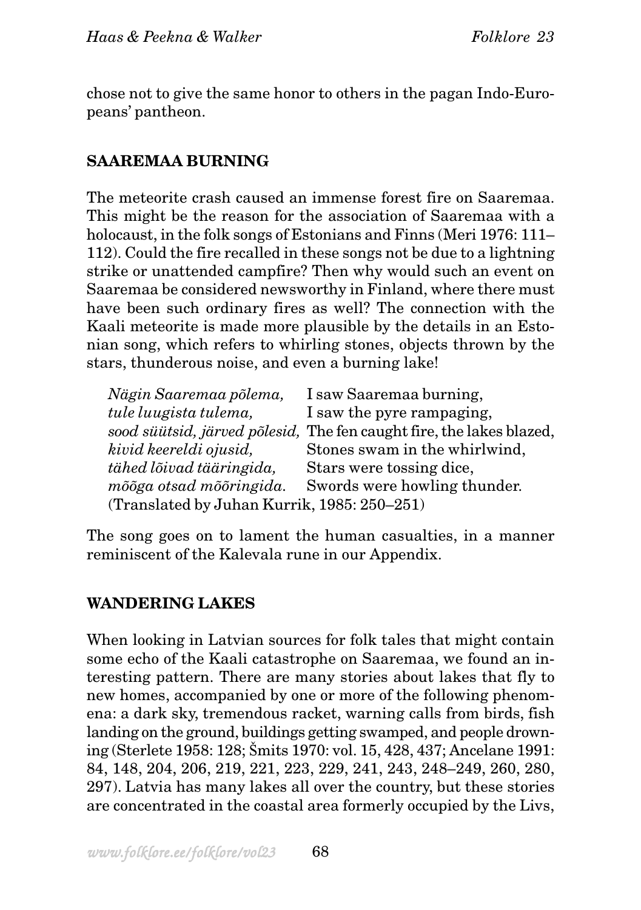chose not to give the same honor to others in the pagan Indo-Europeans' pantheon.

## SAAREMAA BURNING

The meteorite crash caused an immense forest fire on Saaremaa. This might be the reason for the association of Saaremaa with a holocaust, in the folk songs of Estonians and Finns (Meri 1976: 111–112). Could the fire recalled in these songs not be due to a lightning strike or unattended campfire? Then why would such an event on Saaremaa be considered newsworthy in Finland, where there must have been such ordinary fires as well? The connection with the Kaali meteorite is made more plausible by the details in an Estonian song, which refers to whirling stones, objects thrown by the stars, thunderous noise, and even a burning lake!

| | |
|---|---|
| *Nägin Saaremaa põlema,* | I saw Saaremaa burning, |
| *tule luugista tulema,* | I saw the pyre rampaging, |
| *sood süütsid, järved põlesid,* | The fen caught fire, the lakes blazed, |
| *kivid keereldi ojusid,* | Stones swam in the whirlwind, |
| *tähed lõivad tääringida,* | Stars were tossing dice, |
| *mõõga otsad mõõringida.* | Swords were howling thunder. |

(Translated by Juhan Kurrik, 1985: 250–251)

The song goes on to lament the human casualties, in a manner reminiscent of the Kalevala rune in our Appendix.

## WANDERING LAKES

When looking in Latvian sources for folk tales that might contain some echo of the Kaali catastrophe on Saaremaa, we found an interesting pattern. There are many stories about lakes that fly to new homes, accompanied by one or more of the following phenomena: a dark sky, tremendous racket, warning calls from birds, fish landing on the ground, buildings getting swamped, and people drowning (Sterlete 1958: 128; Šmits 1970: vol. 15, 428, 437; Ancelane 1991: 84, 148, 204, 206, 219, 221, 223, 229, 241, 243, 248–249, 260, 280, 297). Latvia has many lakes all over the country, but these stories are concentrated in the coastal area formerly occupied by the Livs,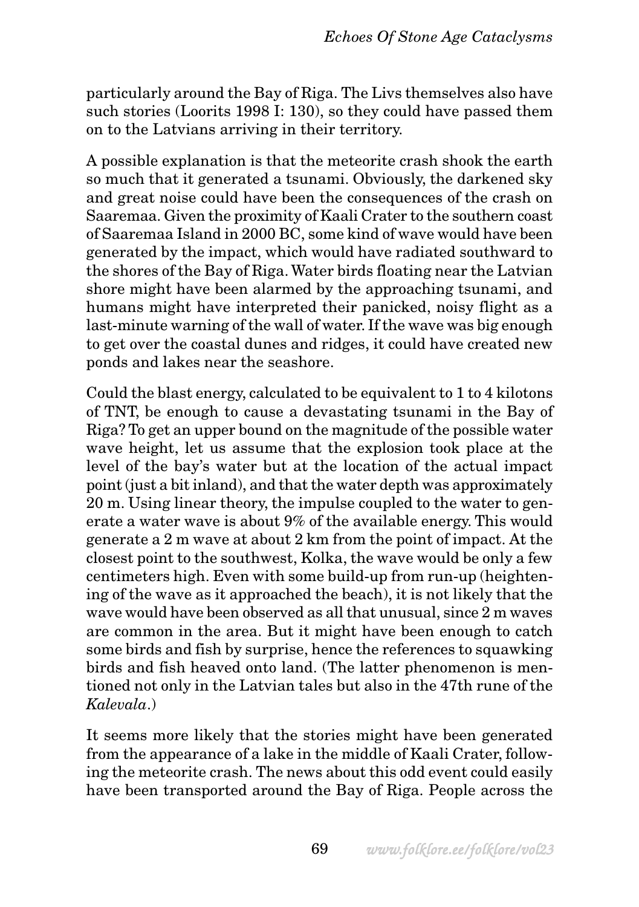particularly around the Bay of Riga. The Livs themselves also have such stories (Loorits 1998 I: 130), so they could have passed them on to the Latvians arriving in their territory.

A possible explanation is that the meteorite crash shook the earth so much that it generated a tsunami. Obviously, the darkened sky and great noise could have been the consequences of the crash on Saaremaa. Given the proximity of Kaali Crater to the southern coast of Saaremaa Island in 2000 BC, some kind of wave would have been generated by the impact, which would have radiated southward to the shores of the Bay of Riga. Water birds floating near the Latvian shore might have been alarmed by the approaching tsunami, and humans might have interpreted their panicked, noisy flight as a last-minute warning of the wall of water. If the wave was big enough to get over the coastal dunes and ridges, it could have created new ponds and lakes near the seashore.

Could the blast energy, calculated to be equivalent to 1 to 4 kilotons of TNT, be enough to cause a devastating tsunami in the Bay of Riga? To get an upper bound on the magnitude of the possible water wave height, let us assume that the explosion took place at the level of the bay's water but at the location of the actual impact point (just a bit inland), and that the water depth was approximately 20 m. Using linear theory, the impulse coupled to the water to generate a water wave is about 9% of the available energy. This would generate a 2 m wave at about 2 km from the point of impact. At the closest point to the southwest, Kolka, the wave would be only a few centimeters high. Even with some build-up from run-up (heightening of the wave as it approached the beach), it is not likely that the wave would have been observed as all that unusual, since 2 m waves are common in the area. But it might have been enough to catch some birds and fish by surprise, hence the references to squawking birds and fish heaved onto land. (The latter phenomenon is mentioned not only in the Latvian tales but also in the 47th rune of the *Kalevala*.)

It seems more likely that the stories might have been generated from the appearance of a lake in the middle of Kaali Crater, following the meteorite crash. The news about this odd event could easily have been transported around the Bay of Riga. People across the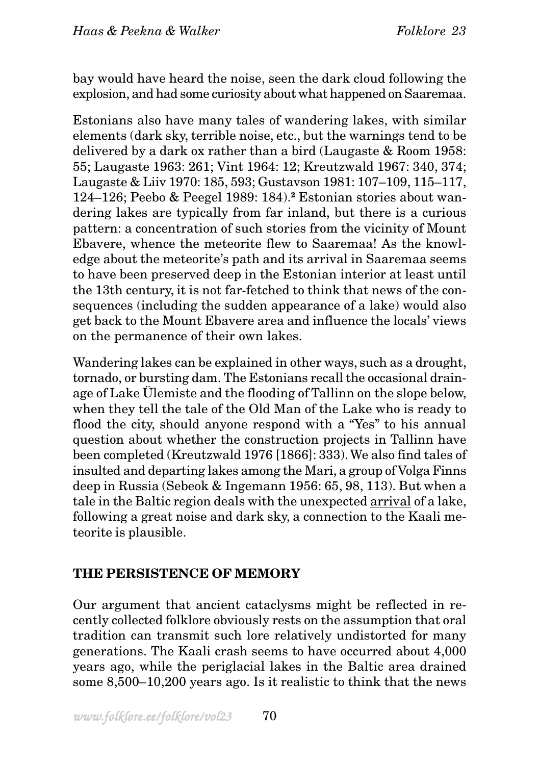bay would have heard the noise, seen the dark cloud following the explosion, and had some curiosity about what happened on Saaremaa.

Estonians also have many tales of wandering lakes, with similar elements (dark sky, terrible noise, etc., but the warnings tend to be delivered by a dark ox rather than a bird (Laugaste & Room 1958: 55; Laugaste 1963: 261; Vint 1964: 12; Kreutzwald 1967: 340, 374; Laugaste & Liiv 1970: 185, 593; Gustavson 1981: 107–109, 115–117, 124–126; Peebo & Peegel 1989: 184).[2] Estonian stories about wandering lakes are typically from far inland, but there is a curious pattern: a concentration of such stories from the vicinity of Mount Ebavere, whence the meteorite flew to Saaremaa! As the knowledge about the meteorite's path and its arrival in Saaremaa seems to have been preserved deep in the Estonian interior at least until the 13th century, it is not far-fetched to think that news of the consequences (including the sudden appearance of a lake) would also get back to the Mount Ebavere area and influence the locals' views on the permanence of their own lakes.

Wandering lakes can be explained in other ways, such as a drought, tornado, or bursting dam. The Estonians recall the occasional drainage of Lake Ülemiste and the flooding of Tallinn on the slope below, when they tell the tale of the Old Man of the Lake who is ready to flood the city, should anyone respond with a "Yes" to his annual question about whether the construction projects in Tallinn have been completed (Kreutzwald 1976 [1866]: 333). We also find tales of insulted and departing lakes among the Mari, a group of Volga Finns deep in Russia (Sebeok & Ingemann 1956: 65, 98, 113). But when a tale in the Baltic region deals with the unexpected arrival of a lake, following a great noise and dark sky, a connection to the Kaali meteorite is plausible.

## THE PERSISTENCE OF MEMORY

Our argument that ancient cataclysms might be reflected in recently collected folklore obviously rests on the assumption that oral tradition can transmit such lore relatively undistorted for many generations. The Kaali crash seems to have occurred about 4,000 years ago, while the periglacial lakes in the Baltic area drained some 8,500–10,200 years ago. Is it realistic to think that the news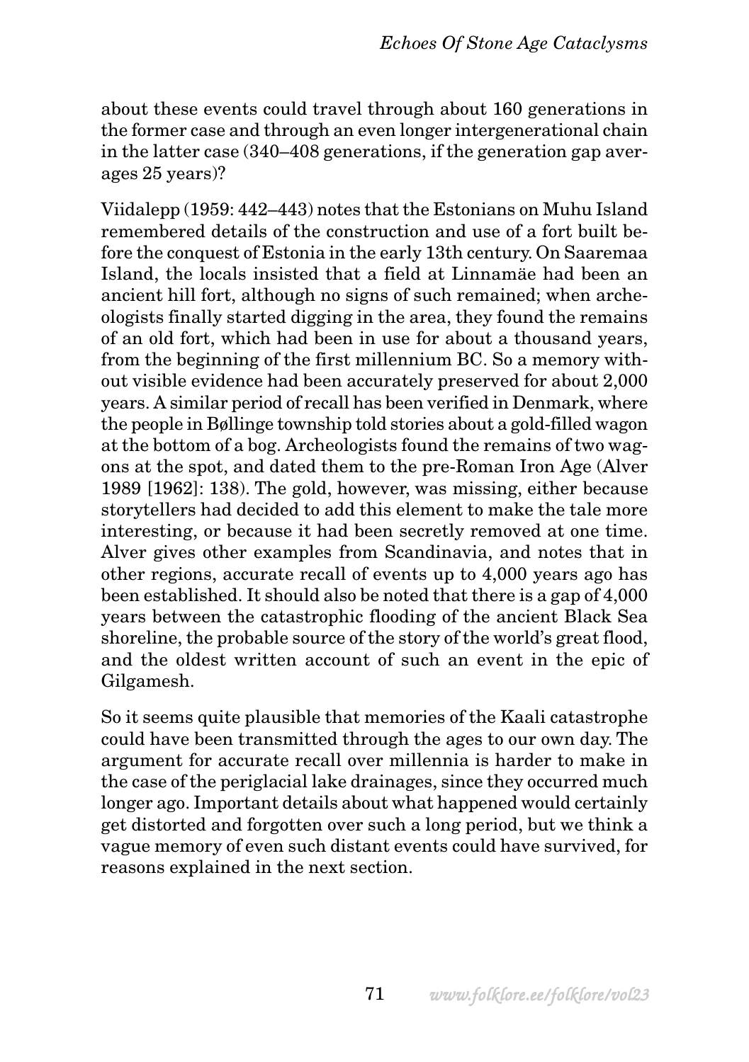about these events could travel through about 160 generations in the former case and through an even longer intergenerational chain in the latter case (340–408 generations, if the generation gap averages 25 years)?

Viidalepp (1959: 442–443) notes that the Estonians on Muhu Island remembered details of the construction and use of a fort built before the conquest of Estonia in the early 13th century. On Saaremaa Island, the locals insisted that a field at Linnamäe had been an ancient hill fort, although no signs of such remained; when archeologists finally started digging in the area, they found the remains of an old fort, which had been in use for about a thousand years, from the beginning of the first millennium BC. So a memory without visible evidence had been accurately preserved for about 2,000 years. A similar period of recall has been verified in Denmark, where the people in Bøllinge township told stories about a gold-filled wagon at the bottom of a bog. Archeologists found the remains of two wagons at the spot, and dated them to the pre-Roman Iron Age (Alver 1989 [1962]: 138). The gold, however, was missing, either because storytellers had decided to add this element to make the tale more interesting, or because it had been secretly removed at one time. Alver gives other examples from Scandinavia, and notes that in other regions, accurate recall of events up to 4,000 years ago has been established. It should also be noted that there is a gap of 4,000 years between the catastrophic flooding of the ancient Black Sea shoreline, the probable source of the story of the world's great flood, and the oldest written account of such an event in the epic of Gilgamesh.

So it seems quite plausible that memories of the Kaali catastrophe could have been transmitted through the ages to our own day. The argument for accurate recall over millennia is harder to make in the case of the periglacial lake drainages, since they occurred much longer ago. Important details about what happened would certainly get distorted and forgotten over such a long period, but we think a vague memory of even such distant events could have survived, for reasons explained in the next section.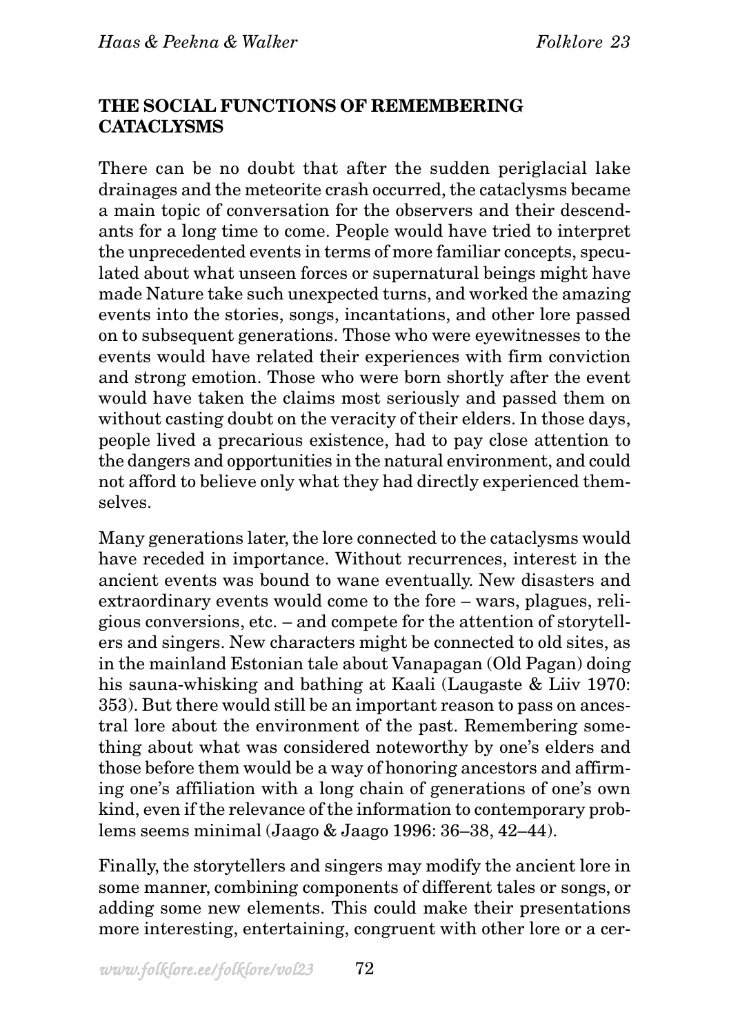## THE SOCIAL FUNCTIONS OF REMEMBERING CATACLYSMS

There can be no doubt that after the sudden periglacial lake drainages and the meteorite crash occurred, the cataclysms became a main topic of conversation for the observers and their descendants for a long time to come. People would have tried to interpret the unprecedented events in terms of more familiar concepts, speculated about what unseen forces or supernatural beings might have made Nature take such unexpected turns, and worked the amazing events into the stories, songs, incantations, and other lore passed on to subsequent generations. Those who were eyewitnesses to the events would have related their experiences with firm conviction and strong emotion. Those who were born shortly after the event would have taken the claims most seriously and passed them on without casting doubt on the veracity of their elders. In those days, people lived a precarious existence, had to pay close attention to the dangers and opportunities in the natural environment, and could not afford to believe only what they had directly experienced themselves.

Many generations later, the lore connected to the cataclysms would have receded in importance. Without recurrences, interest in the ancient events was bound to wane eventually. New disasters and extraordinary events would come to the fore – wars, plagues, religious conversions, etc. – and compete for the attention of storytellers and singers. New characters might be connected to old sites, as in the mainland Estonian tale about Vanapagan (Old Pagan) doing his sauna-whisking and bathing at Kaali (Laugaste & Liiv 1970: 353). But there would still be an important reason to pass on ancestral lore about the environment of the past. Remembering something about what was considered noteworthy by one's elders and those before them would be a way of honoring ancestors and affirming one's affiliation with a long chain of generations of one's own kind, even if the relevance of the information to contemporary problems seems minimal (Jaago & Jaago 1996: 36–38, 42–44).

Finally, the storytellers and singers may modify the ancient lore in some manner, combining components of different tales or songs, or adding some new elements. This could make their presentations more interesting, entertaining, congruent with other lore or a cer-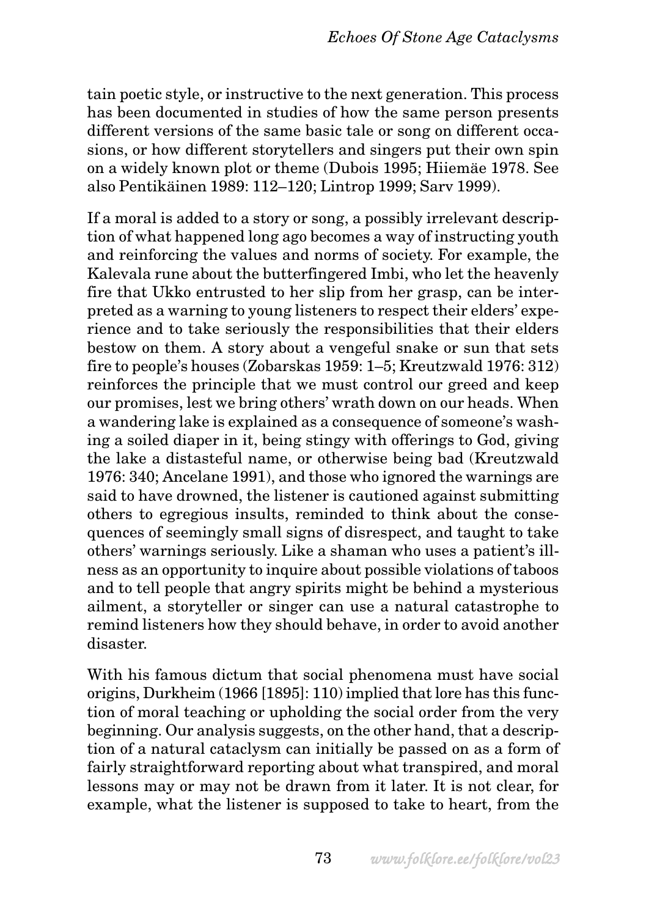tain poetic style, or instructive to the next generation. This process has been documented in studies of how the same person presents different versions of the same basic tale or song on different occasions, or how different storytellers and singers put their own spin on a widely known plot or theme (Dubois 1995; Hiiemäe 1978. See also Pentikäinen 1989: 112–120; Lintrop 1999; Sarv 1999).

If a moral is added to a story or song, a possibly irrelevant description of what happened long ago becomes a way of instructing youth and reinforcing the values and norms of society. For example, the Kalevala rune about the butterfingered Imbi, who let the heavenly fire that Ukko entrusted to her slip from her grasp, can be interpreted as a warning to young listeners to respect their elders' experience and to take seriously the responsibilities that their elders bestow on them. A story about a vengeful snake or sun that sets fire to people's houses (Zobarskas 1959: 1–5; Kreutzwald 1976: 312) reinforces the principle that we must control our greed and keep our promises, lest we bring others' wrath down on our heads. When a wandering lake is explained as a consequence of someone's washing a soiled diaper in it, being stingy with offerings to God, giving the lake a distasteful name, or otherwise being bad (Kreutzwald 1976: 340; Ancelane 1991), and those who ignored the warnings are said to have drowned, the listener is cautioned against submitting others to egregious insults, reminded to think about the consequences of seemingly small signs of disrespect, and taught to take others' warnings seriously. Like a shaman who uses a patient's illness as an opportunity to inquire about possible violations of taboos and to tell people that angry spirits might be behind a mysterious ailment, a storyteller or singer can use a natural catastrophe to remind listeners how they should behave, in order to avoid another disaster.

With his famous dictum that social phenomena must have social origins, Durkheim (1966 [1895]: 110) implied that lore has this function of moral teaching or upholding the social order from the very beginning. Our analysis suggests, on the other hand, that a description of a natural cataclysm can initially be passed on as a form of fairly straightforward reporting about what transpired, and moral lessons may or may not be drawn from it later. It is not clear, for example, what the listener is supposed to take to heart, from the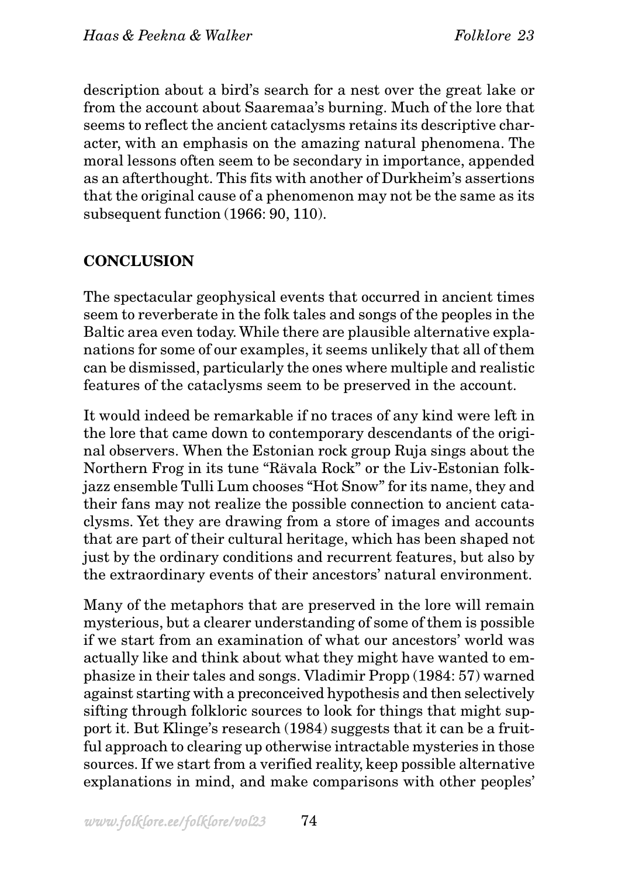description about a bird's search for a nest over the great lake or from the account about Saaremaa's burning. Much of the lore that seems to reflect the ancient cataclysms retains its descriptive character, with an emphasis on the amazing natural phenomena. The moral lessons often seem to be secondary in importance, appended as an afterthought. This fits with another of Durkheim's assertions that the original cause of a phenomenon may not be the same as its subsequent function (1966: 90, 110).

## CONCLUSION

The spectacular geophysical events that occurred in ancient times seem to reverberate in the folk tales and songs of the peoples in the Baltic area even today. While there are plausible alternative explanations for some of our examples, it seems unlikely that all of them can be dismissed, particularly the ones where multiple and realistic features of the cataclysms seem to be preserved in the account.

It would indeed be remarkable if no traces of any kind were left in the lore that came down to contemporary descendants of the original observers. When the Estonian rock group Ruja sings about the Northern Frog in its tune "Rävala Rock" or the Liv-Estonian folk-jazz ensemble Tulli Lum chooses "Hot Snow" for its name, they and their fans may not realize the possible connection to ancient cataclysms. Yet they are drawing from a store of images and accounts that are part of their cultural heritage, which has been shaped not just by the ordinary conditions and recurrent features, but also by the extraordinary events of their ancestors' natural environment.

Many of the metaphors that are preserved in the lore will remain mysterious, but a clearer understanding of some of them is possible if we start from an examination of what our ancestors' world was actually like and think about what they might have wanted to emphasize in their tales and songs. Vladimir Propp (1984: 57) warned against starting with a preconceived hypothesis and then selectively sifting through folkloric sources to look for things that might support it. But Klinge's research (1984) suggests that it can be a fruitful approach to clearing up otherwise intractable mysteries in those sources. If we start from a verified reality, keep possible alternative explanations in mind, and make comparisons with other peoples'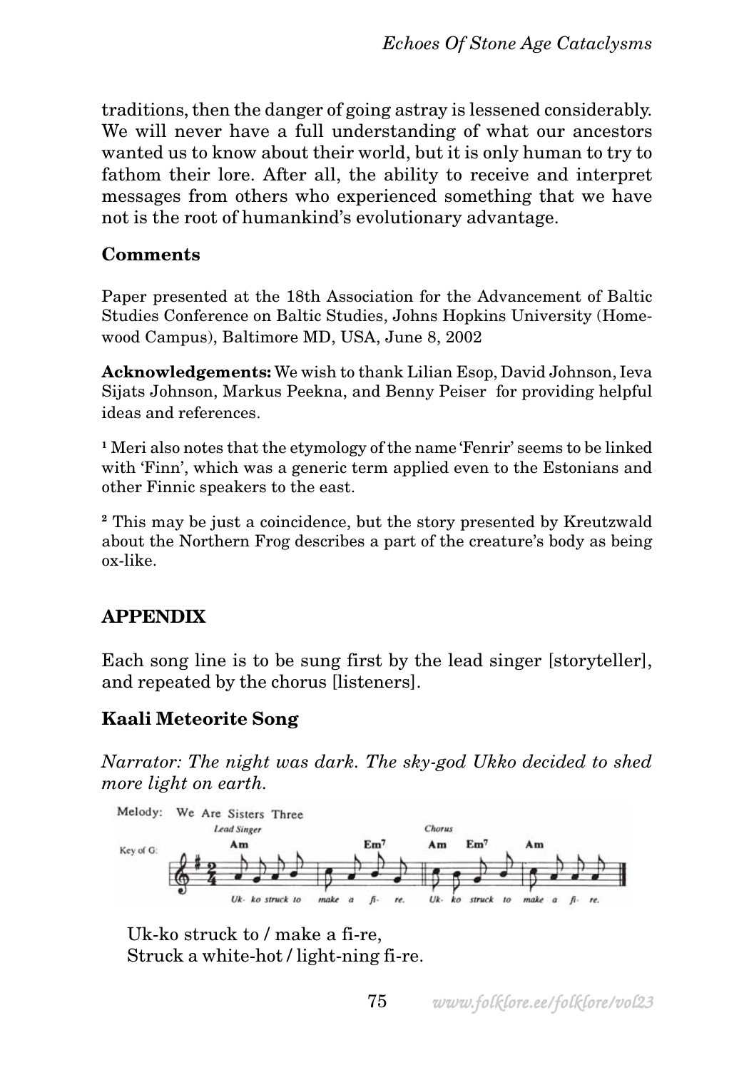traditions, then the danger of going astray is lessened considerably. We will never have a full understanding of what our ancestors wanted us to know about their world, but it is only human to try to fathom their lore. After all, the ability to receive and interpret messages from others who experienced something that we have not is the root of humankind's evolutionary advantage.

### Comments

Paper presented at the 18th Association for the Advancement of Baltic Studies Conference on Baltic Studies, Johns Hopkins University (Homewood Campus), Baltimore MD, USA, June 8, 2002

**Acknowledgements:** We wish to thank Lilian Esop, David Johnson, Ieva Sijats Johnson, Markus Peekna, and Benny Peiser for providing helpful ideas and references.

[1] Meri also notes that the etymology of the name 'Fenrir' seems to be linked with 'Finn', which was a generic term applied even to the Estonians and other Finnic speakers to the east.

[2] This may be just a coincidence, but the story presented by Kreutzwald about the Northern Frog describes a part of the creature's body as being ox-like.

## APPENDIX

Each song line is to be sung first by the lead singer [storyteller], and repeated by the chorus [listeners].

### Kaali Meteorite Song

*Narrator: The night was dark. The sky-god Ukko decided to shed more light on earth.*

Melody: We Are Sisters Three

Key of G:

Lead Singer: Am, Em7 — Uk- ko struck to make a fi- re.
Chorus: Am, Em7, Am — Uk- ko struck to make a fi- re.

Uk-ko struck to / make a fi-re,
Struck a white-hot / light-ning fi-re.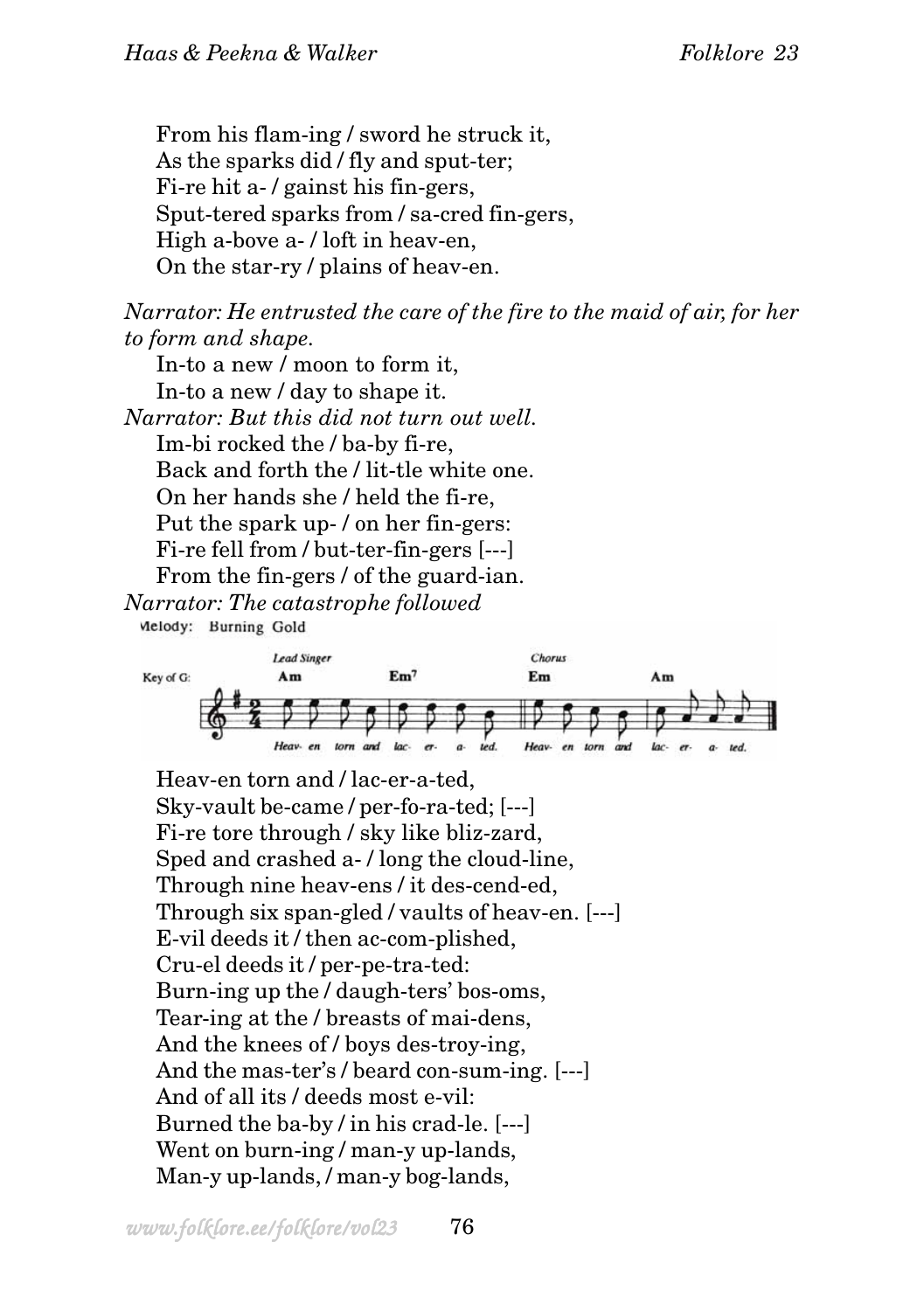From his flam-ing / sword he struck it,  
As the sparks did / fly and sput-ter;  
Fi-re hit a- / gainst his fin-gers,  
Sput-tered sparks from / sa-cred fin-gers,  
High a-bove a- / loft in heav-en,  
On the star-ry / plains of heav-en.

*Narrator: He entrusted the care of the fire to the maid of air, for her to form and shape.*

In-to a new / moon to form it,  
In-to a new / day to shape it.

*Narrator: But this did not turn out well.*

Im-bi rocked the / ba-by fi-re,  
Back and forth the / lit-tle white one.  
On her hands she / held the fi-re,  
Put the spark up- / on her fin-gers:  
Fi-re fell from / but-ter-fin-gers [---]  
From the fin-gers / of the guard-ian.

*Narrator: The catastrophe followed*

Melody: Burning Gold

Key of G: Lead Singer Am Em7 Chorus Em Am

Heav- en torn and lac- er- a- ted. Heav- en torn and lac- er- a- ted.

Heav-en torn and / lac-er-a-ted,  
Sky-vault be-came / per-fo-ra-ted; [---]  
Fi-re tore through / sky like bliz-zard,  
Sped and crashed a- / long the cloud-line,  
Through nine heav-ens / it des-cend-ed,  
Through six span-gled / vaults of heav-en. [---]  
E-vil deeds it / then ac-com-plished,  
Cru-el deeds it / per-pe-tra-ted:  
Burn-ing up the / daugh-ters' bos-oms,  
Tear-ing at the / breasts of mai-dens,  
And the knees of / boys des-troy-ing,  
And the mas-ter's / beard con-sum-ing. [---]  
And of all its / deeds most e-vil:  
Burned the ba-by / in his crad-le. [---]  
Went on burn-ing / man-y up-lands,  
Man-y up-lands, / man-y bog-lands,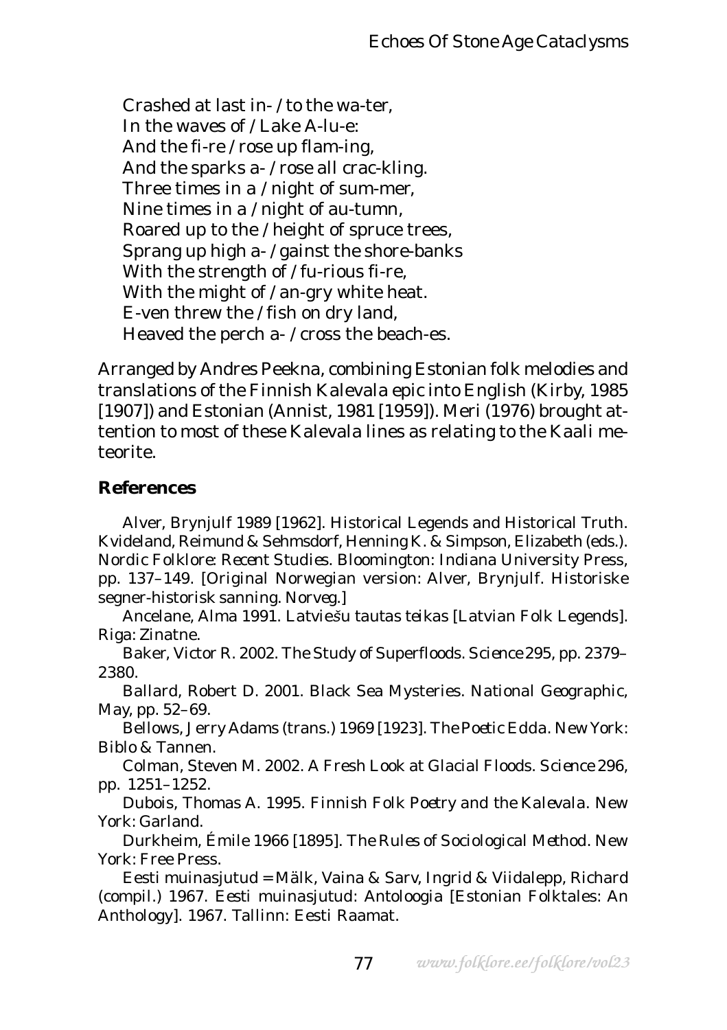Crashed at last in- / to the wa-ter,
In the waves of / Lake A-lu-e:
And the fi-re / rose up flam-ing,
And the sparks a- / rose all crac-kling.
Three times in a / night of sum-mer,
Nine times in a / night of au-tumn,
Roared up to the / height of spruce trees,
Sprang up high a- / gainst the shore-banks
With the strength of / fu-rious fi-re,
With the might of / an-gry white heat.
E-ven threw the / fish on dry land,
Heaved the perch a- / cross the beach-es.

Arranged by Andres Peekna, combining Estonian folk melodies and translations of the Finnish Kalevala epic into English (Kirby, 1985 [1907]) and Estonian (Annist, 1981 [1959]). Meri (1976) brought attention to most of these Kalevala lines as relating to the Kaali meteorite.

## References

Alver, Brynjulf 1989 [1962]. Historical Legends and Historical Truth. Kvideland, Reimund & Sehmsdorf, Henning K. & Simpson, Elizabeth (eds.). *Nordic Folklore: Recent Studies*. Bloomington: Indiana University Press, pp. 137–149. [Original Norwegian version: Alver, Brynjulf. Historiske segner-historisk sanning. Norveg.]

Ancelane, Alma 1991. *Latviešu tautas teikas* [Latvian Folk Legends]. Riga: Zinatne.

Baker, Victor R. 2002. The Study of Superfloods. *Science* 295, pp. 2379–2380.

Ballard, Robert D. 2001. Black Sea Mysteries. *National Geographic*, May, pp. 52–69.

Bellows, Jerry Adams (trans.) 1969 [1923]. *The Poetic Edda*. New York: Biblo & Tannen.

Colman, Steven M. 2002. A Fresh Look at Glacial Floods. *Science* 296, pp. 1251–1252.

Dubois, Thomas A. 1995. *Finnish Folk Poetry and the Kalevala*. New York: Garland.

Durkheim, Émile 1966 [1895]. *The Rules of Sociological Method*. New York: Free Press.

Eesti muinasjutud = Mälk, Vaina & Sarv, Ingrid & Viidalepp, Richard (compil.) 1967. *Eesti muinasjutud: Antoloogia* [Estonian Folktales: An Anthology]. 1967. Tallinn: Eesti Raamat.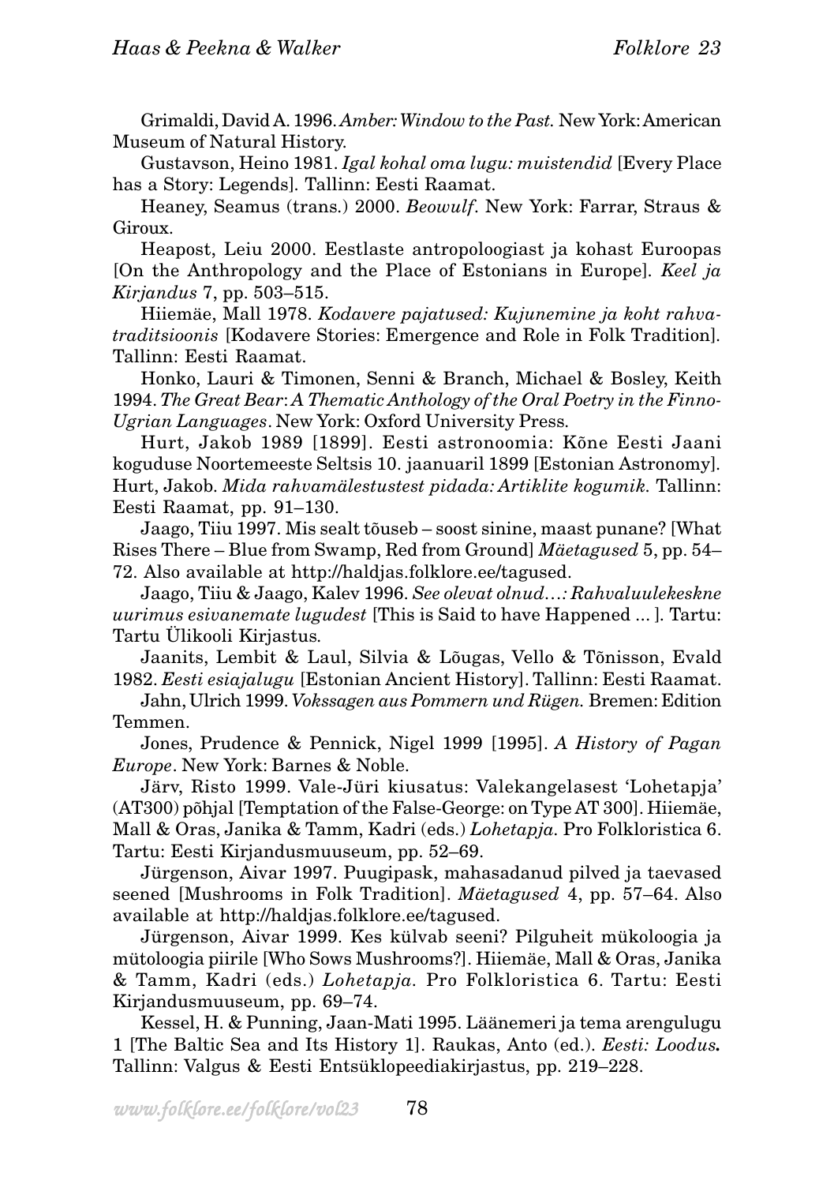Grimaldi, David A. 1996. *Amber: Window to the Past.* New York: American Museum of Natural History.

Gustavson, Heino 1981. *Igal kohal oma lugu: muistendid* [Every Place has a Story: Legends]. Tallinn: Eesti Raamat.

Heaney, Seamus (trans.) 2000. *Beowulf*. New York: Farrar, Straus & Giroux.

Heapost, Leiu 2000. Eestlaste antropoloogiast ja kohast Euroopas [On the Anthropology and the Place of Estonians in Europe]. *Keel ja Kirjandus* 7, pp. 503–515.

Hiiemäe, Mall 1978. *Kodavere pajatused: Kujunemine ja koht rahvatraditsioonis* [Kodavere Stories: Emergence and Role in Folk Tradition]. Tallinn: Eesti Raamat.

Honko, Lauri & Timonen, Senni & Branch, Michael & Bosley, Keith 1994. *The Great Bear*: *A Thematic Anthology of the Oral Poetry in the Finno-Ugrian Languages*. New York: Oxford University Press.

Hurt, Jakob 1989 [1899]. Eesti astronoomia: Kõne Eesti Jaani koguduse Noortemeeste Seltsis 10. jaanuaril 1899 [Estonian Astronomy]. Hurt, Jakob. *Mida rahvamälestustest pidada: Artiklite kogumik.* Tallinn: Eesti Raamat, pp. 91–130.

Jaago, Tiiu 1997. Mis sealt tõuseb – soost sinine, maast punane? [What Rises There – Blue from Swamp, Red from Ground] *Mäetagused* 5, pp. 54–72. Also available at http://haldjas.folklore.ee/tagused.

Jaago, Tiiu & Jaago, Kalev 1996. *See olevat olnud…: Rahvaluulekeskne uurimus esivanemate lugudest* [This is Said to have Happened ... ]. Tartu: Tartu Ülikooli Kirjastus.

Jaanits, Lembit & Laul, Silvia & Lõugas, Vello & Tõnisson, Evald 1982. *Eesti esiajalugu* [Estonian Ancient History]. Tallinn: Eesti Raamat.

Jahn, Ulrich 1999. *Vokssagen aus Pommern und Rügen.* Bremen: Edition Temmen.

Jones, Prudence & Pennick, Nigel 1999 [1995]. *A History of Pagan Europe*. New York: Barnes & Noble.

Järv, Risto 1999. Vale-Jüri kiusatus: Valekangelasest 'Lohetapja' (AT300) põhjal [Temptation of the False-George: on Type AT 300]. Hiiemäe, Mall & Oras, Janika & Tamm, Kadri (eds.) *Lohetapja.* Pro Folkloristica 6. Tartu: Eesti Kirjandusmuuseum, pp. 52–69.

Jürgenson, Aivar 1997. Puugipask, mahasadanud pilved ja taevased seened [Mushrooms in Folk Tradition]. *Mäetagused* 4, pp. 57–64. Also available at http://haldjas.folklore.ee/tagused.

Jürgenson, Aivar 1999. Kes külvab seeni? Pilguheit mükoloogia ja mütoloogia piirile [Who Sows Mushrooms?]. Hiiemäe, Mall & Oras, Janika & Tamm, Kadri (eds.) *Lohetapja.* Pro Folkloristica 6. Tartu: Eesti Kirjandusmuuseum, pp. 69–74.

Kessel, H. & Punning, Jaan-Mati 1995. Läänemeri ja tema arengulugu 1 [The Baltic Sea and Its History 1]. Raukas, Anto (ed.). *Eesti: Loodus.* Tallinn: Valgus & Eesti Entsüklopeediakirjastus, pp. 219–228.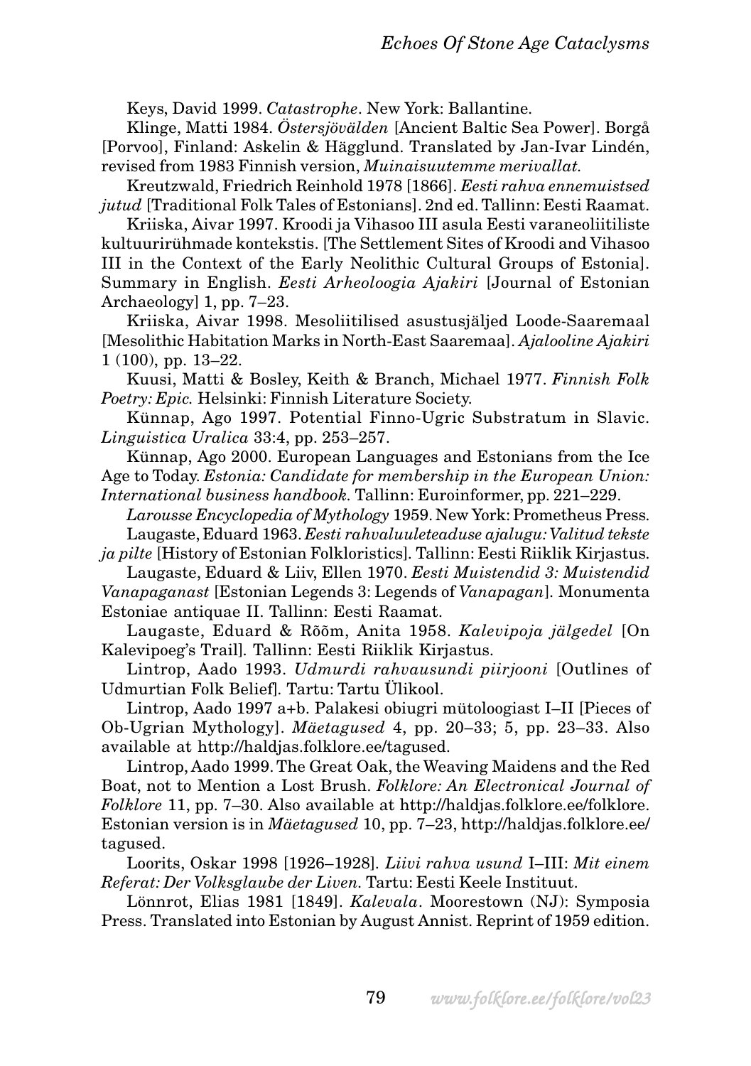Keys, David 1999. *Catastrophe*. New York: Ballantine.

Klinge, Matti 1984. *Östersjövälden* [Ancient Baltic Sea Power]. Borgå [Porvoo], Finland: Askelin & Hägglund. Translated by Jan-Ivar Lindén, revised from 1983 Finnish version, *Muinaisuutemme merivallat.*

Kreutzwald, Friedrich Reinhold 1978 [1866]. *Eesti rahva ennemuistsed jutud* [Traditional Folk Tales of Estonians]. 2nd ed. Tallinn: Eesti Raamat.

Kriiska, Aivar 1997. Kroodi ja Vihasoo III asula Eesti varaneoliitiliste kultuurirühmade kontekstis. [The Settlement Sites of Kroodi and Vihasoo III in the Context of the Early Neolithic Cultural Groups of Estonia]. Summary in English. *Eesti Arheoloogia Ajakiri* [Journal of Estonian Archaeology] 1, pp. 7–23.

Kriiska, Aivar 1998. Mesoliitilised asustusjäljed Loode-Saaremaal [Mesolithic Habitation Marks in North-East Saaremaa]. *Ajalooline Ajakiri* 1 (100), pp. 13–22.

Kuusi, Matti & Bosley, Keith & Branch, Michael 1977. *Finnish Folk Poetry: Epic.* Helsinki: Finnish Literature Society.

Künnap, Ago 1997. Potential Finno-Ugric Substratum in Slavic. *Linguistica Uralica* 33:4, pp. 253–257.

Künnap, Ago 2000. European Languages and Estonians from the Ice Age to Today. *Estonia: Candidate for membership in the European Union: International business handbook.* Tallinn: Euroinformer, pp. 221–229.

*Larousse Encyclopedia of Mythology* 1959. New York: Prometheus Press.

Laugaste, Eduard 1963. *Eesti rahvaluuleteaduse ajalugu: Valitud tekste ja pilte* [History of Estonian Folkloristics]. Tallinn: Eesti Riiklik Kirjastus.

Laugaste, Eduard & Liiv, Ellen 1970. *Eesti Muistendid 3: Muistendid Vanapaganast* [Estonian Legends 3: Legends of *Vanapagan*]. Monumenta Estoniae antiquae II. Tallinn: Eesti Raamat.

Laugaste, Eduard & Rõõm, Anita 1958. *Kalevipoja jälgedel* [On Kalevipoeg's Trail]. Tallinn: Eesti Riiklik Kirjastus.

Lintrop, Aado 1993. *Udmurdi rahvausundi piirjooni* [Outlines of Udmurtian Folk Belief]. Tartu: Tartu Ülikool.

Lintrop, Aado 1997 a+b. Palakesi obiugri mütoloogiast I–II [Pieces of Ob-Ugrian Mythology]. *Mäetagused* 4, pp. 20–33; 5, pp. 23–33. Also available at http://haldjas.folklore.ee/tagused.

Lintrop, Aado 1999. The Great Oak, the Weaving Maidens and the Red Boat, not to Mention a Lost Brush. *Folklore: An Electronical Journal of Folklore* 11, pp. 7–30. Also available at http://haldjas.folklore.ee/folklore. Estonian version is in *Mäetagused* 10, pp. 7–23, http://haldjas.folklore.ee/tagused.

Loorits, Oskar 1998 [1926–1928]. *Liivi rahva usund* I–III: *Mit einem Referat: Der Volksglaube der Liven.* Tartu: Eesti Keele Instituut.

Lönnrot, Elias 1981 [1849]. *Kalevala*. Moorestown (NJ): Symposia Press. Translated into Estonian by August Annist. Reprint of 1959 edition.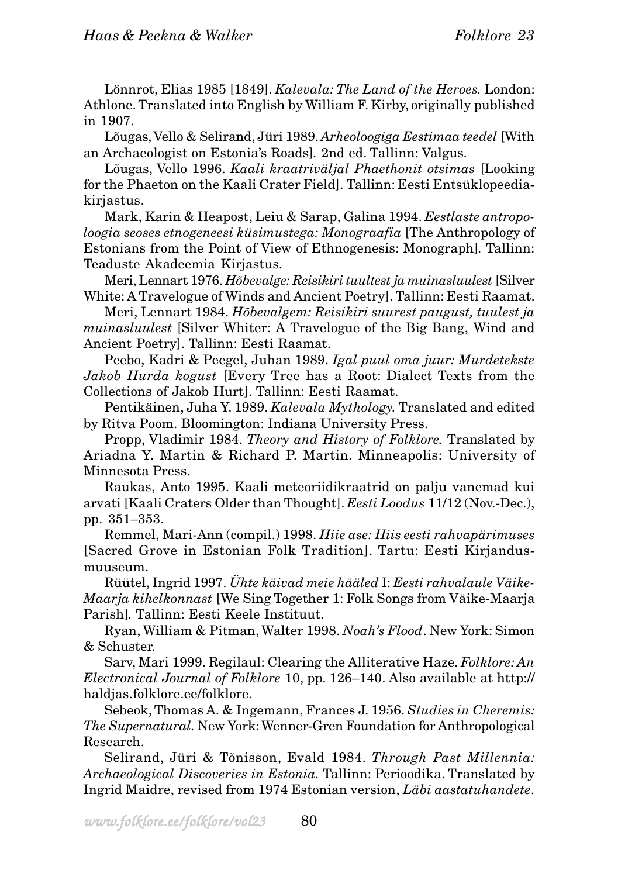Lönnrot, Elias 1985 [1849]. *Kalevala: The Land of the Heroes.* London: Athlone. Translated into English by William F. Kirby, originally published in 1907.

Lõugas, Vello & Selirand, Jüri 1989. *Arheoloogiga Eestimaa teedel* [With an Archaeologist on Estonia's Roads]. 2nd ed. Tallinn: Valgus.

Lõugas, Vello 1996. *Kaali kraatriväljal Phaethonit otsimas* [Looking for the Phaeton on the Kaali Crater Field]. Tallinn: Eesti Entsüklopeediakirjastus.

Mark, Karin & Heapost, Leiu & Sarap, Galina 1994. *Eestlaste antropoloogia seoses etnogeneesi küsimustega: Monograafia* [The Anthropology of Estonians from the Point of View of Ethnogenesis: Monograph]. Tallinn: Teaduste Akadeemia Kirjastus.

Meri, Lennart 1976. *Hõbevalge: Reisikiri tuultest ja muinasluulest* [Silver White: A Travelogue of Winds and Ancient Poetry]. Tallinn: Eesti Raamat.

Meri, Lennart 1984. *Hõbevalgem: Reisikiri suurest paugust, tuulest ja muinasluulest* [Silver Whiter: A Travelogue of the Big Bang, Wind and Ancient Poetry]. Tallinn: Eesti Raamat.

Peebo, Kadri & Peegel, Juhan 1989. *Igal puul oma juur: Murdetekste Jakob Hurda kogust* [Every Tree has a Root: Dialect Texts from the Collections of Jakob Hurt]. Tallinn: Eesti Raamat.

Pentikäinen, Juha Y. 1989. *Kalevala Mythology.* Translated and edited by Ritva Poom. Bloomington: Indiana University Press.

Propp, Vladimir 1984. *Theory and History of Folklore.* Translated by Ariadna Y. Martin & Richard P. Martin. Minneapolis: University of Minnesota Press.

Raukas, Anto 1995. Kaali meteoriidikraatrid on palju vanemad kui arvati [Kaali Craters Older than Thought]. *Eesti Loodus* 11/12 (Nov.-Dec.), pp. 351–353.

Remmel, Mari-Ann (compil.) 1998. *Hiie ase: Hiis eesti rahvapärimuses* [Sacred Grove in Estonian Folk Tradition]. Tartu: Eesti Kirjandusmuuseum.

Rüütel, Ingrid 1997. *Ühte käivad meie hääled* I: *Eesti rahvalaule Väike-Maarja kihelkonnast* [We Sing Together 1: Folk Songs from Väike-Maarja Parish]. Tallinn: Eesti Keele Instituut.

Ryan, William & Pitman, Walter 1998. *Noah's Flood*. New York: Simon & Schuster.

Sarv, Mari 1999. Regilaul: Clearing the Alliterative Haze. *Folklore: An Electronical Journal of Folklore* 10, pp. 126–140. Also available at http://haldjas.folklore.ee/folklore.

Sebeok, Thomas A. & Ingemann, Frances J. 1956. *Studies in Cheremis: The Supernatural.* New York: Wenner-Gren Foundation for Anthropological Research.

Selirand, Jüri & Tõnisson, Evald 1984. *Through Past Millennia: Archaeological Discoveries in Estonia.* Tallinn: Perioodika. Translated by Ingrid Maidre, revised from 1974 Estonian version, *Läbi aastatuhandete*.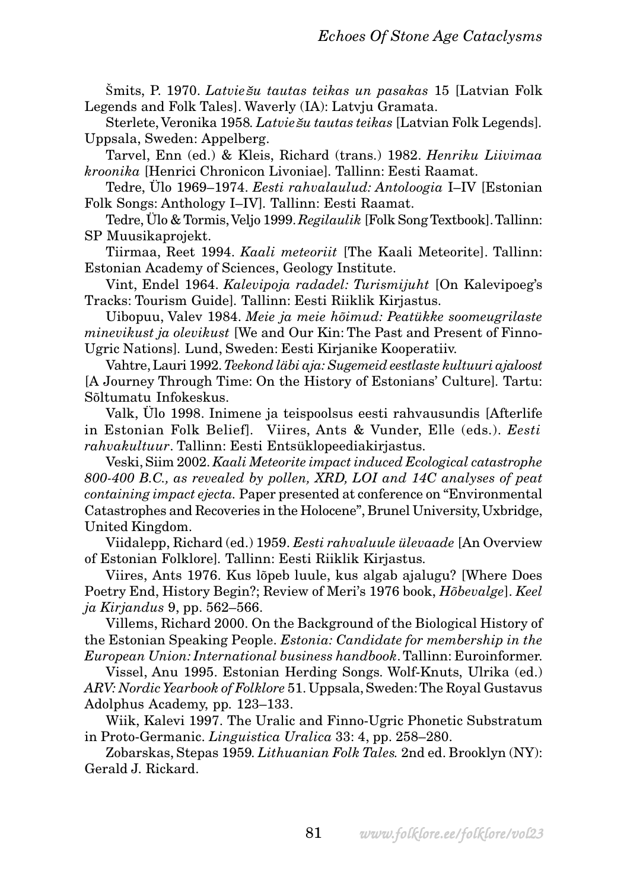Šmits, P. 1970. *Latviešu tautas teikas un pasakas* 15 [Latvian Folk Legends and Folk Tales]. Waverly (IA): Latvju Gramata.

Sterlete, Veronika 1958. *Latviešu tautas teikas* [Latvian Folk Legends]. Uppsala, Sweden: Appelberg.

Tarvel, Enn (ed.) & Kleis, Richard (trans.) 1982. *Henriku Liivimaa kroonika* [Henrici Chronicon Livoniae]. Tallinn: Eesti Raamat.

Tedre, Ülo 1969–1974. *Eesti rahvalaulud: Antoloogia* I–IV [Estonian Folk Songs: Anthology I–IV]. Tallinn: Eesti Raamat.

Tedre, Ülo & Tormis, Veljo 1999. *Regilaulik* [Folk Song Textbook]. Tallinn: SP Muusikaprojekt.

Tiirmaa, Reet 1994. *Kaali meteoriit* [The Kaali Meteorite]. Tallinn: Estonian Academy of Sciences, Geology Institute.

Vint, Endel 1964. *Kalevipoja radadel: Turismijuht* [On Kalevipoeg's Tracks: Tourism Guide]. Tallinn: Eesti Riiklik Kirjastus.

Uibopuu, Valev 1984. *Meie ja meie hõimud: Peatükke soomeugrilaste minevikust ja olevikust* [We and Our Kin: The Past and Present of Finno-Ugric Nations]. Lund, Sweden: Eesti Kirjanike Kooperatiiv.

Vahtre, Lauri 1992. *Teekond läbi aja: Sugemeid eestlaste kultuuri ajaloost* [A Journey Through Time: On the History of Estonians' Culture]. Tartu: Sõltumatu Infokeskus.

Valk, Ülo 1998. Inimene ja teispoolsus eesti rahvausundis [Afterlife in Estonian Folk Belief]. Viires, Ants & Vunder, Elle (eds.). *Eesti rahvakultuur*. Tallinn: Eesti Entsüklopeediakirjastus.

Veski, Siim 2002. *Kaali Meteorite impact induced Ecological catastrophe 800-400 B.C., as revealed by pollen, XRD, LOI and 14C analyses of peat containing impact ejecta.* Paper presented at conference on "Environmental Catastrophes and Recoveries in the Holocene", Brunel University, Uxbridge, United Kingdom.

Viidalepp, Richard (ed.) 1959. *Eesti rahvaluule ülevaade* [An Overview of Estonian Folklore]. Tallinn: Eesti Riiklik Kirjastus.

Viires, Ants 1976. Kus lõpeb luule, kus algab ajalugu? [Where Does Poetry End, History Begin?; Review of Meri's 1976 book, *Hõbevalge*]. *Keel ja Kirjandus* 9, pp. 562–566.

Villems, Richard 2000. On the Background of the Biological History of the Estonian Speaking People. *Estonia: Candidate for membership in the European Union: International business handbook*. Tallinn: Euroinformer.

Vissel, Anu 1995. Estonian Herding Songs. Wolf-Knuts, Ulrika (ed.) *ARV: Nordic Yearbook of Folklore* 51. Uppsala, Sweden: The Royal Gustavus Adolphus Academy, pp. 123–133.

Wiik, Kalevi 1997. The Uralic and Finno-Ugric Phonetic Substratum in Proto-Germanic. *Linguistica Uralica* 33: 4, pp. 258–280.

Zobarskas, Stepas 1959. *Lithuanian Folk Tales.* 2nd ed. Brooklyn (NY): Gerald J. Rickard.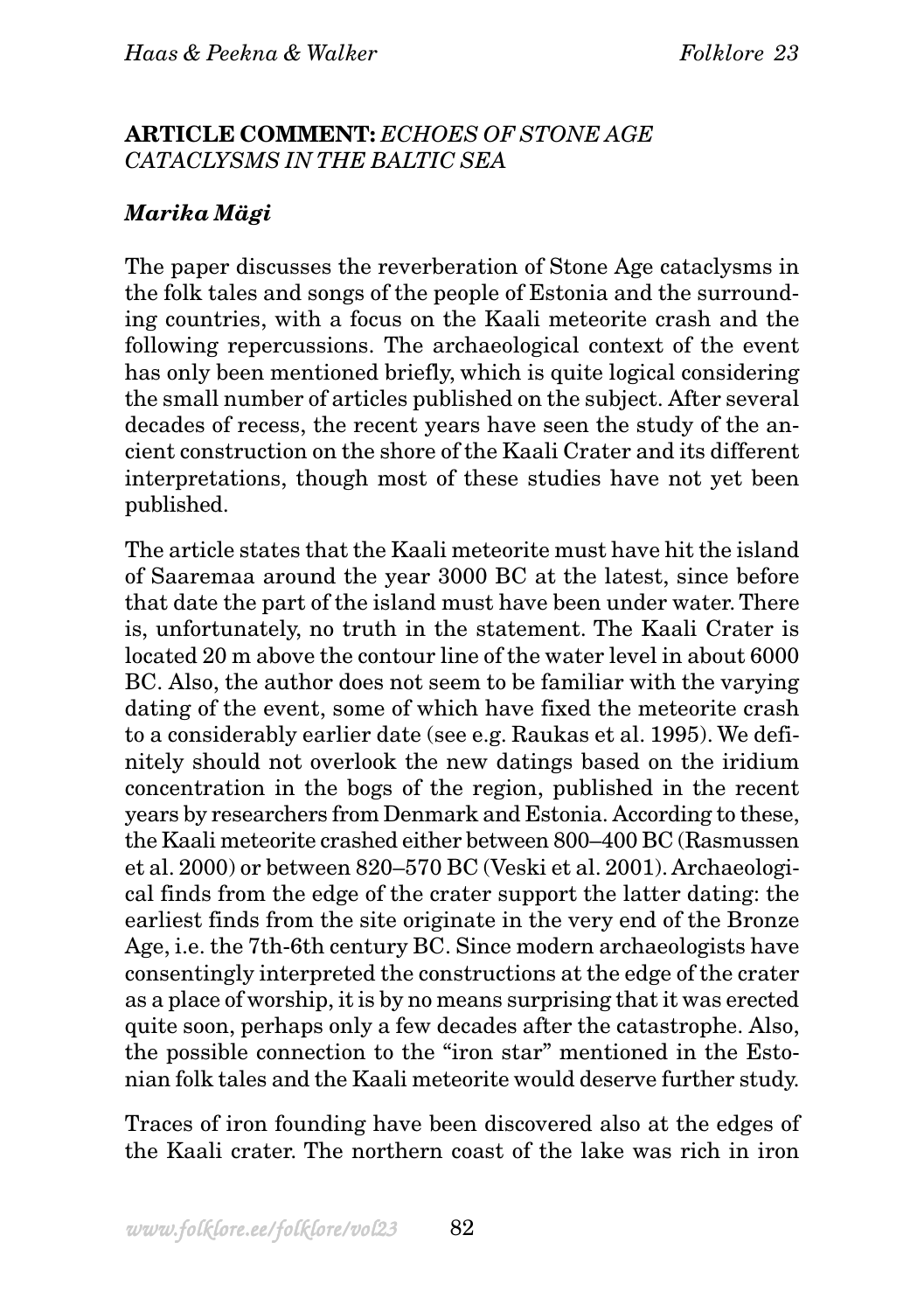## ARTICLE COMMENT: *ECHOES OF STONE AGE CATACLYSMS IN THE BALTIC SEA*

### *Marika Mägi*

The paper discusses the reverberation of Stone Age cataclysms in the folk tales and songs of the people of Estonia and the surrounding countries, with a focus on the Kaali meteorite crash and the following repercussions. The archaeological context of the event has only been mentioned briefly, which is quite logical considering the small number of articles published on the subject. After several decades of recess, the recent years have seen the study of the ancient construction on the shore of the Kaali Crater and its different interpretations, though most of these studies have not yet been published.

The article states that the Kaali meteorite must have hit the island of Saaremaa around the year 3000 BC at the latest, since before that date the part of the island must have been under water. There is, unfortunately, no truth in the statement. The Kaali Crater is located 20 m above the contour line of the water level in about 6000 BC. Also, the author does not seem to be familiar with the varying dating of the event, some of which have fixed the meteorite crash to a considerably earlier date (see e.g. Raukas et al. 1995). We definitely should not overlook the new datings based on the iridium concentration in the bogs of the region, published in the recent years by researchers from Denmark and Estonia. According to these, the Kaali meteorite crashed either between 800–400 BC (Rasmussen et al. 2000) or between 820–570 BC (Veski et al. 2001). Archaeological finds from the edge of the crater support the latter dating: the earliest finds from the site originate in the very end of the Bronze Age, i.e. the 7th-6th century BC. Since modern archaeologists have consentingly interpreted the constructions at the edge of the crater as a place of worship, it is by no means surprising that it was erected quite soon, perhaps only a few decades after the catastrophe. Also, the possible connection to the "iron star" mentioned in the Estonian folk tales and the Kaali meteorite would deserve further study.

Traces of iron founding have been discovered also at the edges of the Kaali crater. The northern coast of the lake was rich in iron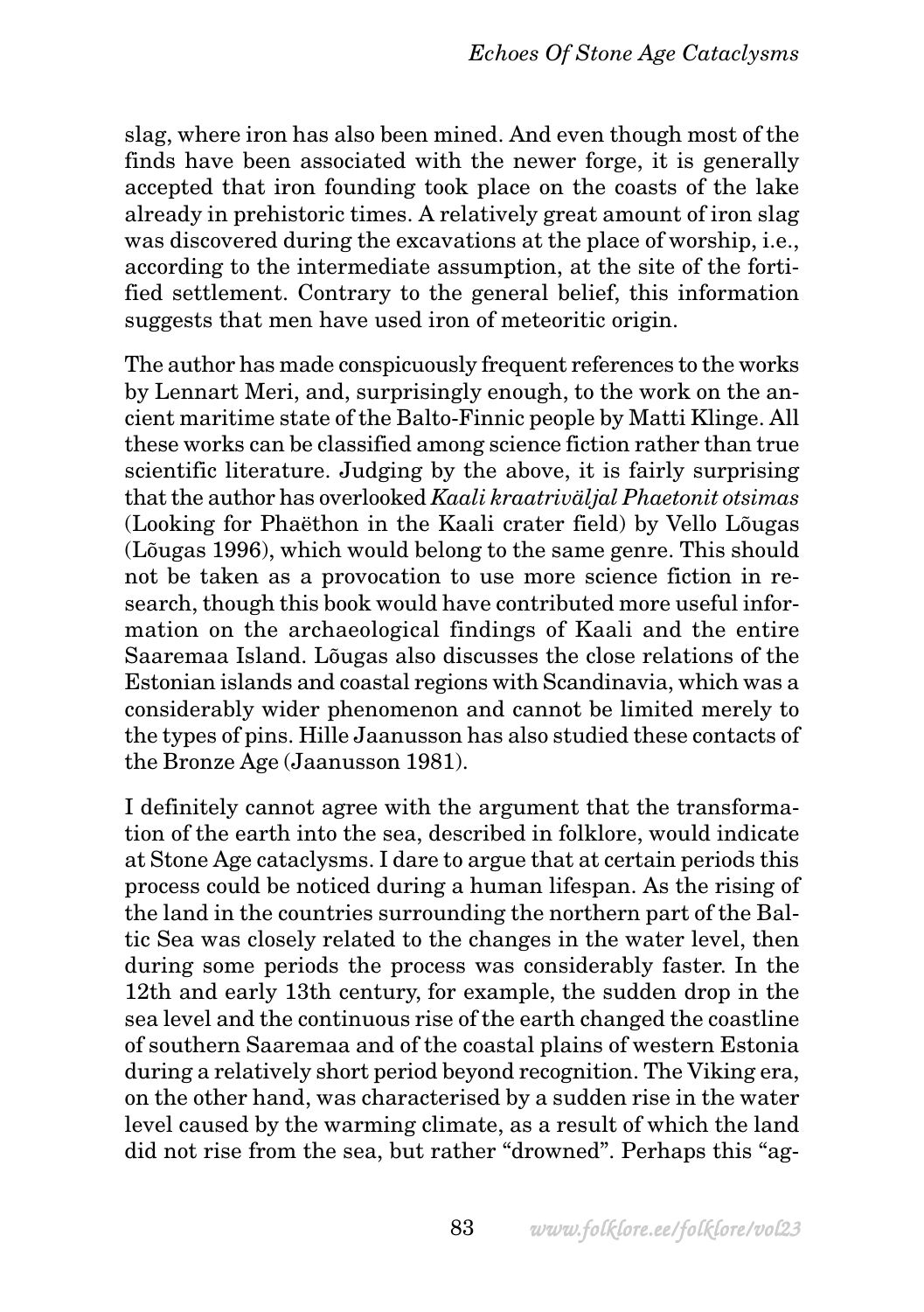slag, where iron has also been mined. And even though most of the finds have been associated with the newer forge, it is generally accepted that iron founding took place on the coasts of the lake already in prehistoric times. A relatively great amount of iron slag was discovered during the excavations at the place of worship, i.e., according to the intermediate assumption, at the site of the fortified settlement. Contrary to the general belief, this information suggests that men have used iron of meteoritic origin.

The author has made conspicuously frequent references to the works by Lennart Meri, and, surprisingly enough, to the work on the ancient maritime state of the Balto-Finnic people by Matti Klinge. All these works can be classified among science fiction rather than true scientific literature. Judging by the above, it is fairly surprising that the author has overlooked *Kaali kraatriväljal Phaetonit otsimas* (Looking for Phaëthon in the Kaali crater field) by Vello Lõugas (Lõugas 1996), which would belong to the same genre. This should not be taken as a provocation to use more science fiction in research, though this book would have contributed more useful information on the archaeological findings of Kaali and the entire Saaremaa Island. Lõugas also discusses the close relations of the Estonian islands and coastal regions with Scandinavia, which was a considerably wider phenomenon and cannot be limited merely to the types of pins. Hille Jaanusson has also studied these contacts of the Bronze Age (Jaanusson 1981).

I definitely cannot agree with the argument that the transformation of the earth into the sea, described in folklore, would indicate at Stone Age cataclysms. I dare to argue that at certain periods this process could be noticed during a human lifespan. As the rising of the land in the countries surrounding the northern part of the Baltic Sea was closely related to the changes in the water level, then during some periods the process was considerably faster. In the 12th and early 13th century, for example, the sudden drop in the sea level and the continuous rise of the earth changed the coastline of southern Saaremaa and of the coastal plains of western Estonia during a relatively short period beyond recognition. The Viking era, on the other hand, was characterised by a sudden rise in the water level caused by the warming climate, as a result of which the land did not rise from the sea, but rather "drowned". Perhaps this "ag-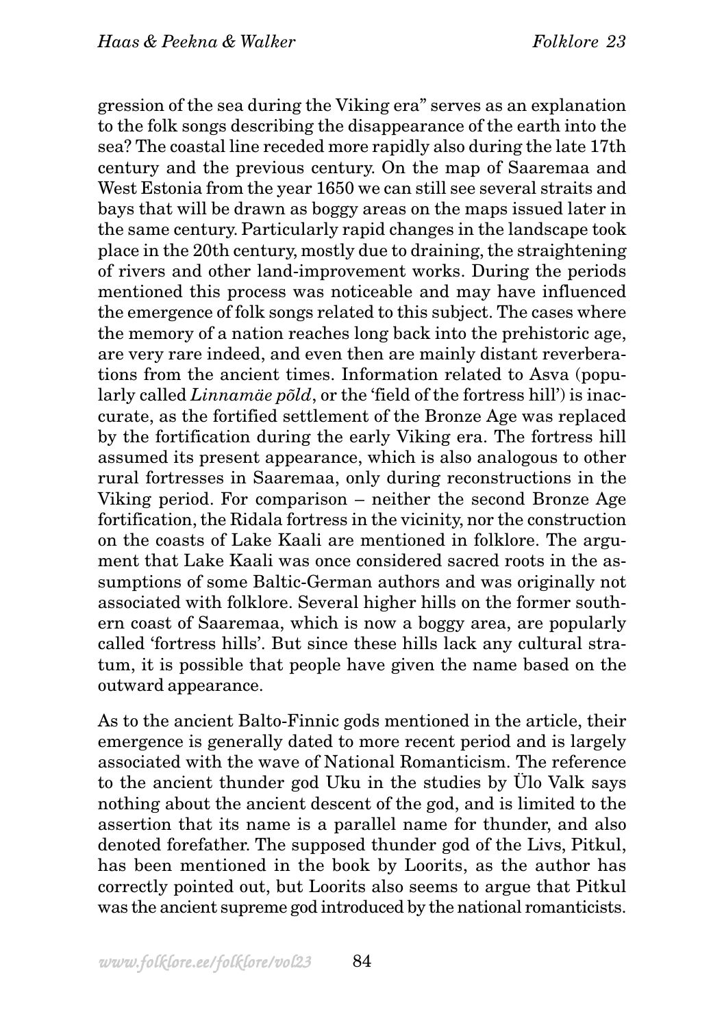gression of the sea during the Viking era" serves as an explanation to the folk songs describing the disappearance of the earth into the sea? The coastal line receded more rapidly also during the late 17th century and the previous century. On the map of Saaremaa and West Estonia from the year 1650 we can still see several straits and bays that will be drawn as boggy areas on the maps issued later in the same century. Particularly rapid changes in the landscape took place in the 20th century, mostly due to draining, the straightening of rivers and other land-improvement works. During the periods mentioned this process was noticeable and may have influenced the emergence of folk songs related to this subject. The cases where the memory of a nation reaches long back into the prehistoric age, are very rare indeed, and even then are mainly distant reverberations from the ancient times. Information related to Asva (popularly called *Linnamäe põld*, or the 'field of the fortress hill') is inaccurate, as the fortified settlement of the Bronze Age was replaced by the fortification during the early Viking era. The fortress hill assumed its present appearance, which is also analogous to other rural fortresses in Saaremaa, only during reconstructions in the Viking period. For comparison – neither the second Bronze Age fortification, the Ridala fortress in the vicinity, nor the construction on the coasts of Lake Kaali are mentioned in folklore. The argument that Lake Kaali was once considered sacred roots in the assumptions of some Baltic-German authors and was originally not associated with folklore. Several higher hills on the former southern coast of Saaremaa, which is now a boggy area, are popularly called 'fortress hills'. But since these hills lack any cultural stratum, it is possible that people have given the name based on the outward appearance.

As to the ancient Balto-Finnic gods mentioned in the article, their emergence is generally dated to more recent period and is largely associated with the wave of National Romanticism. The reference to the ancient thunder god Uku in the studies by Ülo Valk says nothing about the ancient descent of the god, and is limited to the assertion that its name is a parallel name for thunder, and also denoted forefather. The supposed thunder god of the Livs, Pitkul, has been mentioned in the book by Loorits, as the author has correctly pointed out, but Loorits also seems to argue that Pitkul was the ancient supreme god introduced by the national romanticists.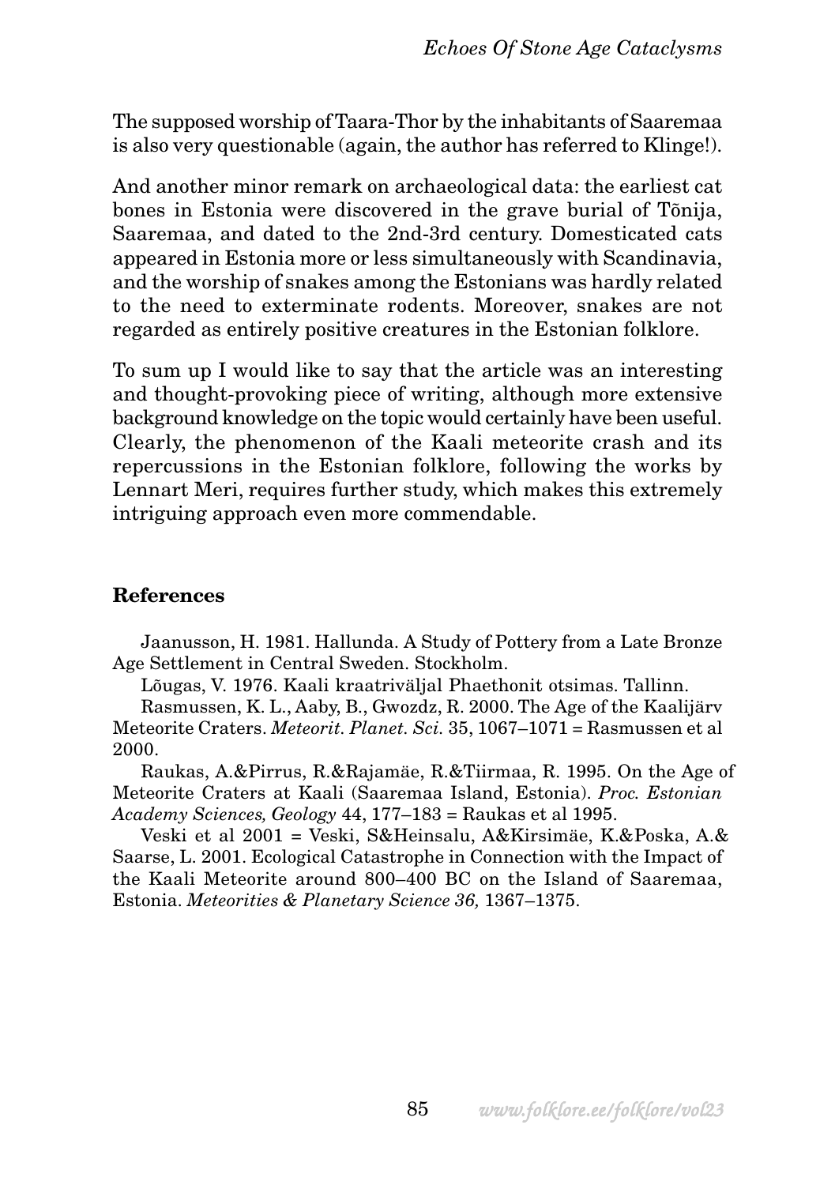The supposed worship of Taara-Thor by the inhabitants of Saaremaa is also very questionable (again, the author has referred to Klinge!).

And another minor remark on archaeological data: the earliest cat bones in Estonia were discovered in the grave burial of Tõnija, Saaremaa, and dated to the 2nd-3rd century. Domesticated cats appeared in Estonia more or less simultaneously with Scandinavia, and the worship of snakes among the Estonians was hardly related to the need to exterminate rodents. Moreover, snakes are not regarded as entirely positive creatures in the Estonian folklore.

To sum up I would like to say that the article was an interesting and thought-provoking piece of writing, although more extensive background knowledge on the topic would certainly have been useful. Clearly, the phenomenon of the Kaali meteorite crash and its repercussions in the Estonian folklore, following the works by Lennart Meri, requires further study, which makes this extremely intriguing approach even more commendable.

## References

Jaanusson, H. 1981. Hallunda. A Study of Pottery from a Late Bronze Age Settlement in Central Sweden. Stockholm.

Lõugas, V. 1976. Kaali kraatriväljal Phaethonit otsimas. Tallinn.

Rasmussen, K. L., Aaby, B., Gwozdz, R. 2000. The Age of the Kaalijärv Meteorite Craters. *Meteorit. Planet. Sci.* 35, 1067–1071 = Rasmussen et al 2000.

Raukas, A.&Pirrus, R.&Rajamäe, R.&Tiirmaa, R. 1995. On the Age of Meteorite Craters at Kaali (Saaremaa Island, Estonia). *Proc. Estonian Academy Sciences, Geology* 44, 177–183 = Raukas et al 1995.

Veski et al 2001 = Veski, S&Heinsalu, A&Kirsimäe, K.&Poska, A.& Saarse, L. 2001. Ecological Catastrophe in Connection with the Impact of the Kaali Meteorite around 800–400 BC on the Island of Saaremaa, Estonia. *Meteorities & Planetary Science 36,* 1367–1375.